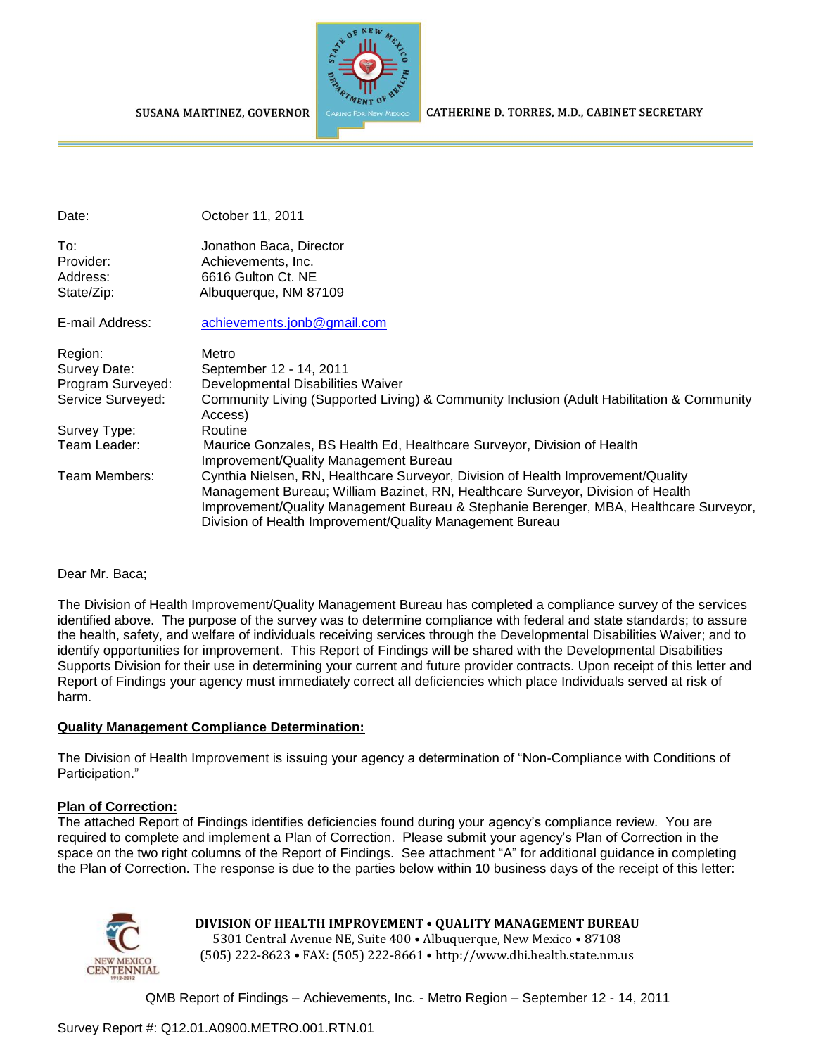SUSANA MARTINEZ, GOVERNOR

CATHERINE D. TORRES, M.D., CABINET SECRETARY

| | |
|---|---|
| Date: | October 11, 2011 |
| To: | Jonathon Baca, Director |
| Provider: | Achievements, Inc. |
| Address: | 6616 Gulton Ct. NE |
| State/Zip: | Albuquerque, NM 87109 |
| E-mail Address: | achievements.jonb@gmail.com |
| Region: | Metro |
| Survey Date: | September 12 - 14, 2011 |
| Program Surveyed: | Developmental Disabilities Waiver |
| Service Surveyed: | Community Living (Supported Living) & Community Inclusion (Adult Habilitation & Community Access) |
| Survey Type: | Routine |
| Team Leader: | Maurice Gonzales, BS Health Ed, Healthcare Surveyor, Division of Health Improvement/Quality Management Bureau |
| Team Members: | Cynthia Nielsen, RN, Healthcare Surveyor, Division of Health Improvement/Quality Management Bureau; William Bazinet, RN, Healthcare Surveyor, Division of Health Improvement/Quality Management Bureau & Stephanie Berenger, MBA, Healthcare Surveyor, Division of Health Improvement/Quality Management Bureau |

Dear Mr. Baca;

The Division of Health Improvement/Quality Management Bureau has completed a compliance survey of the services identified above. The purpose of the survey was to determine compliance with federal and state standards; to assure the health, safety, and welfare of individuals receiving services through the Developmental Disabilities Waiver; and to identify opportunities for improvement. This Report of Findings will be shared with the Developmental Disabilities Supports Division for their use in determining your current and future provider contracts. Upon receipt of this letter and Report of Findings your agency must immediately correct all deficiencies which place Individuals served at risk of harm.

**Quality Management Compliance Determination:**

The Division of Health Improvement is issuing your agency a determination of "Non-Compliance with Conditions of Participation."

**Plan of Correction:**

The attached Report of Findings identifies deficiencies found during your agency's compliance review. You are required to complete and implement a Plan of Correction. Please submit your agency's Plan of Correction in the space on the two right columns of the Report of Findings. See attachment "A" for additional guidance in completing the Plan of Correction. The response is due to the parties below within 10 business days of the receipt of this letter:

**DIVISION OF HEALTH IMPROVEMENT • QUALITY MANAGEMENT BUREAU**
5301 Central Avenue NE, Suite 400 • Albuquerque, New Mexico • 87108
(505) 222-8623 • FAX: (505) 222-8661 • http://www.dhi.health.state.nm.us

Survey Report #: Q12.01.A0900.METRO.001.RTN.01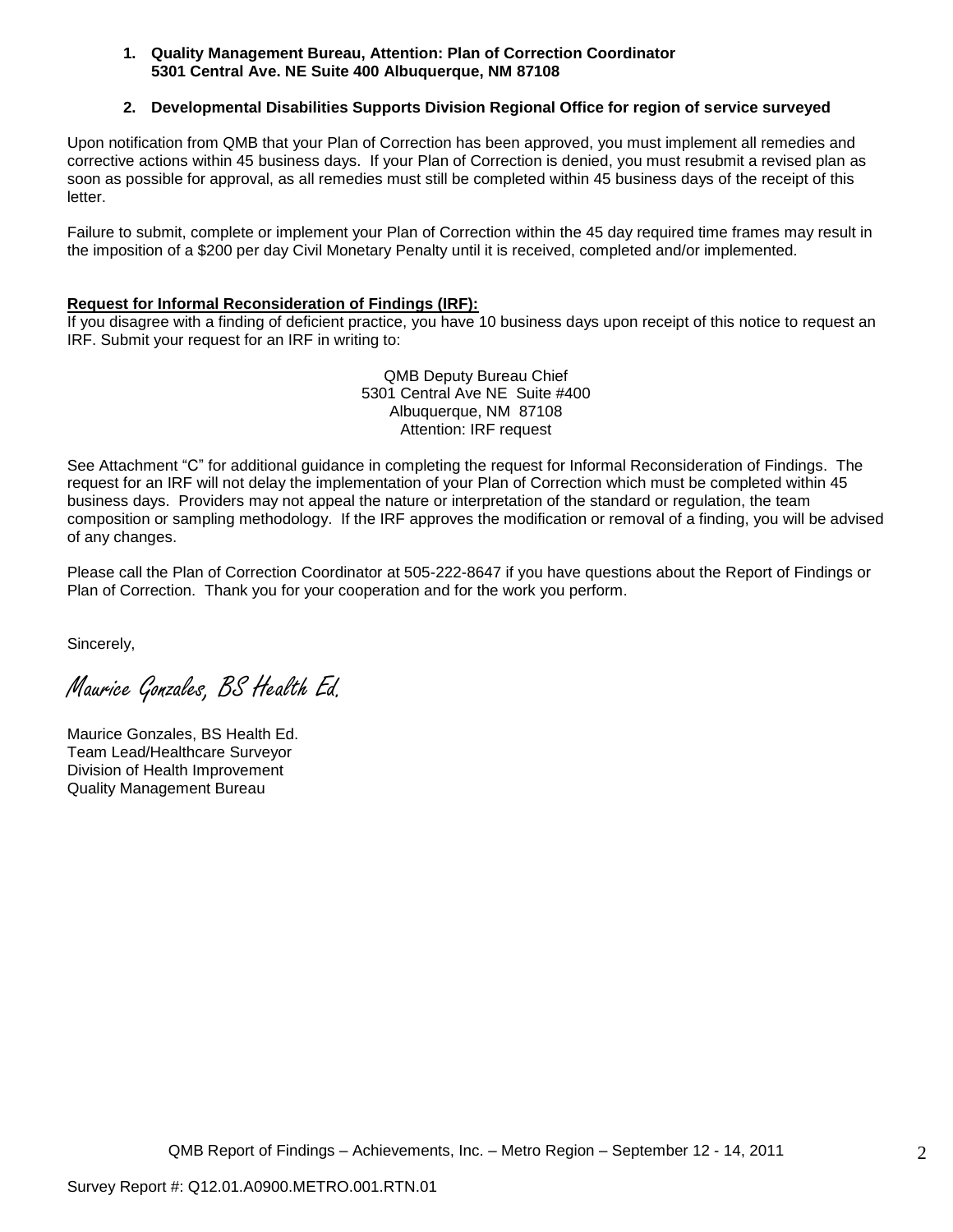1. **Quality Management Bureau, Attention: Plan of Correction Coordinator**
   **5301 Central Ave. NE Suite 400 Albuquerque, NM 87108**

2. **Developmental Disabilities Supports Division Regional Office for region of service surveyed**

Upon notification from QMB that your Plan of Correction has been approved, you must implement all remedies and corrective actions within 45 business days. If your Plan of Correction is denied, you must resubmit a revised plan as soon as possible for approval, as all remedies must still be completed within 45 business days of the receipt of this letter.

Failure to submit, complete or implement your Plan of Correction within the 45 day required time frames may result in the imposition of a $200 per day Civil Monetary Penalty until it is received, completed and/or implemented.

**Request for Informal Reconsideration of Findings (IRF):**
If you disagree with a finding of deficient practice, you have 10 business days upon receipt of this notice to request an IRF. Submit your request for an IRF in writing to:

QMB Deputy Bureau Chief
5301 Central Ave NE Suite #400
Albuquerque, NM 87108
Attention: IRF request

See Attachment "C" for additional guidance in completing the request for Informal Reconsideration of Findings. The request for an IRF will not delay the implementation of your Plan of Correction which must be completed within 45 business days. Providers may not appeal the nature or interpretation of the standard or regulation, the team composition or sampling methodology. If the IRF approves the modification or removal of a finding, you will be advised of any changes.

Please call the Plan of Correction Coordinator at 505-222-8647 if you have questions about the Report of Findings or Plan of Correction. Thank you for your cooperation and for the work you perform.

Sincerely,

*Maurice Gonzales, BS Health Ed.*

Maurice Gonzales, BS Health Ed.
Team Lead/Healthcare Surveyor
Division of Health Improvement
Quality Management Bureau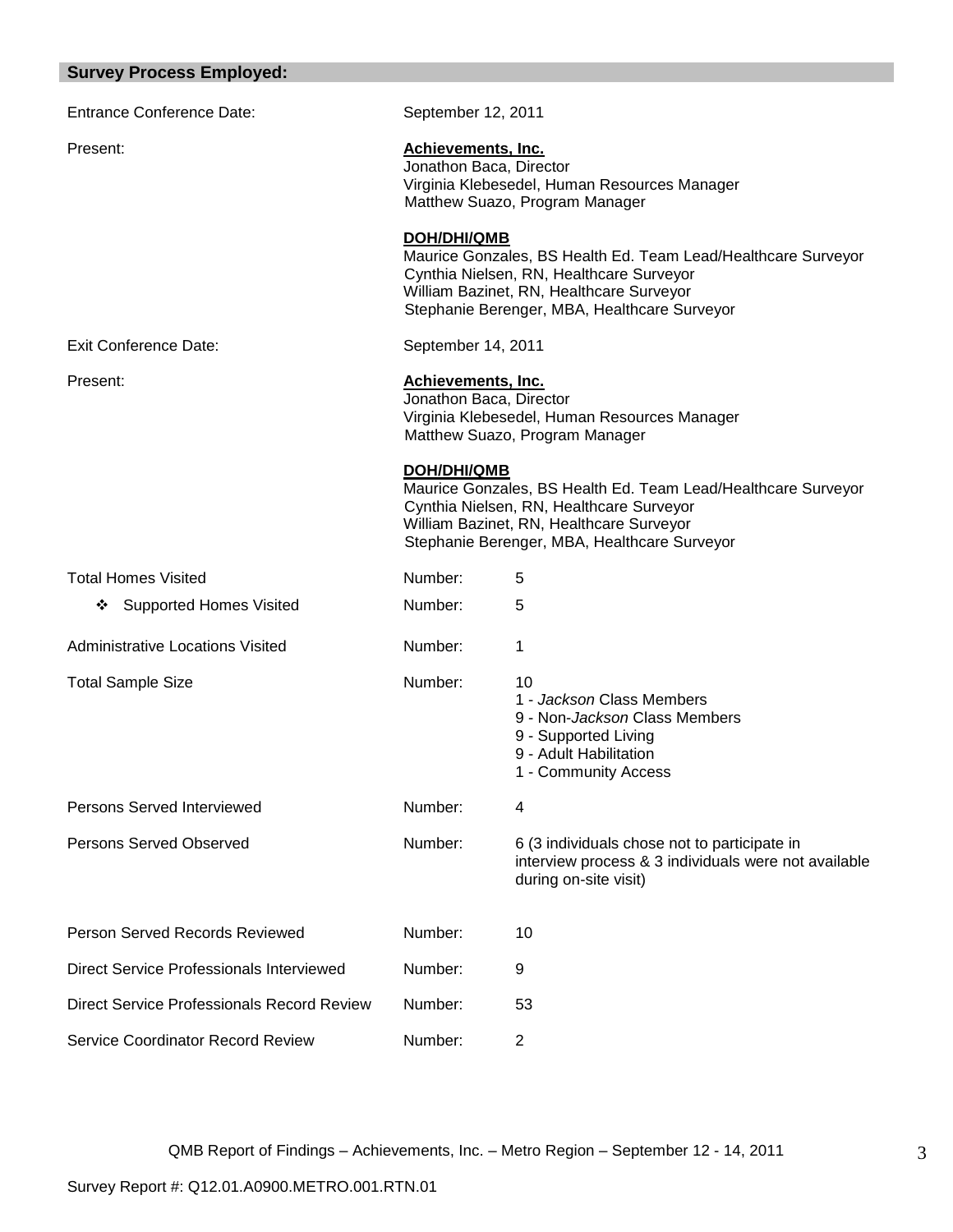## Survey Process Employed:

| | | |
|---|---|---|
| Entrance Conference Date: | September 12, 2011 | |
| Present: | **Achievements, Inc.**<br>Jonathon Baca, Director<br>Virginia Klebesedel, Human Resources Manager<br>Matthew Suazo, Program Manager<br><br>**DOH/DHI/QMB**<br>Maurice Gonzales, BS Health Ed. Team Lead/Healthcare Surveyor<br>Cynthia Nielsen, RN, Healthcare Surveyor<br>William Bazinet, RN, Healthcare Surveyor<br>Stephanie Berenger, MBA, Healthcare Surveyor | |
| Exit Conference Date: | September 14, 2011 | |
| Present: | **Achievements, Inc.**<br>Jonathon Baca, Director<br>Virginia Klebesedel, Human Resources Manager<br>Matthew Suazo, Program Manager<br><br>**DOH/DHI/QMB**<br>Maurice Gonzales, BS Health Ed. Team Lead/Healthcare Surveyor<br>Cynthia Nielsen, RN, Healthcare Surveyor<br>William Bazinet, RN, Healthcare Surveyor<br>Stephanie Berenger, MBA, Healthcare Surveyor | |
| Total Homes Visited | Number: | 5 |
| ❖ Supported Homes Visited | Number: | 5 |
| Administrative Locations Visited | Number: | 1 |
| Total Sample Size | Number: | 10<br>1 - *Jackson* Class Members<br>9 - Non-*Jackson* Class Members<br>9 - Supported Living<br>9 - Adult Habilitation<br>1 - Community Access |
| Persons Served Interviewed | Number: | 4 |
| Persons Served Observed | Number: | 6 (3 individuals chose not to participate in interview process & 3 individuals were not available during on-site visit) |
| Person Served Records Reviewed | Number: | 10 |
| Direct Service Professionals Interviewed | Number: | 9 |
| Direct Service Professionals Record Review | Number: | 53 |
| Service Coordinator Record Review | Number: | 2 |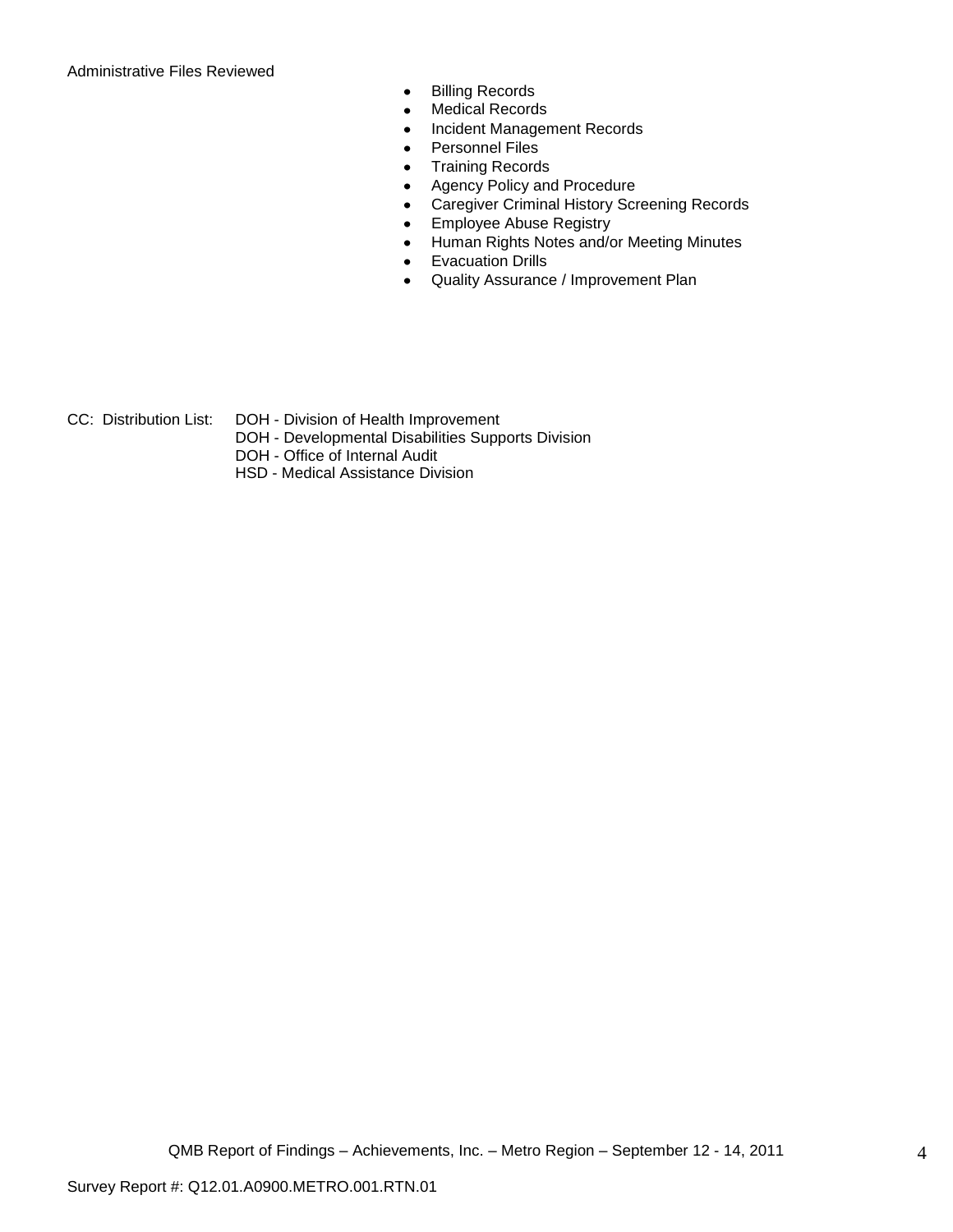Administrative Files Reviewed

- Billing Records
- Medical Records
- Incident Management Records
- Personnel Files
- Training Records
- Agency Policy and Procedure
- Caregiver Criminal History Screening Records
- Employee Abuse Registry
- Human Rights Notes and/or Meeting Minutes
- Evacuation Drills
- Quality Assurance / Improvement Plan

CC: Distribution List: DOH - Division of Health Improvement
DOH - Developmental Disabilities Supports Division
DOH - Office of Internal Audit
HSD - Medical Assistance Division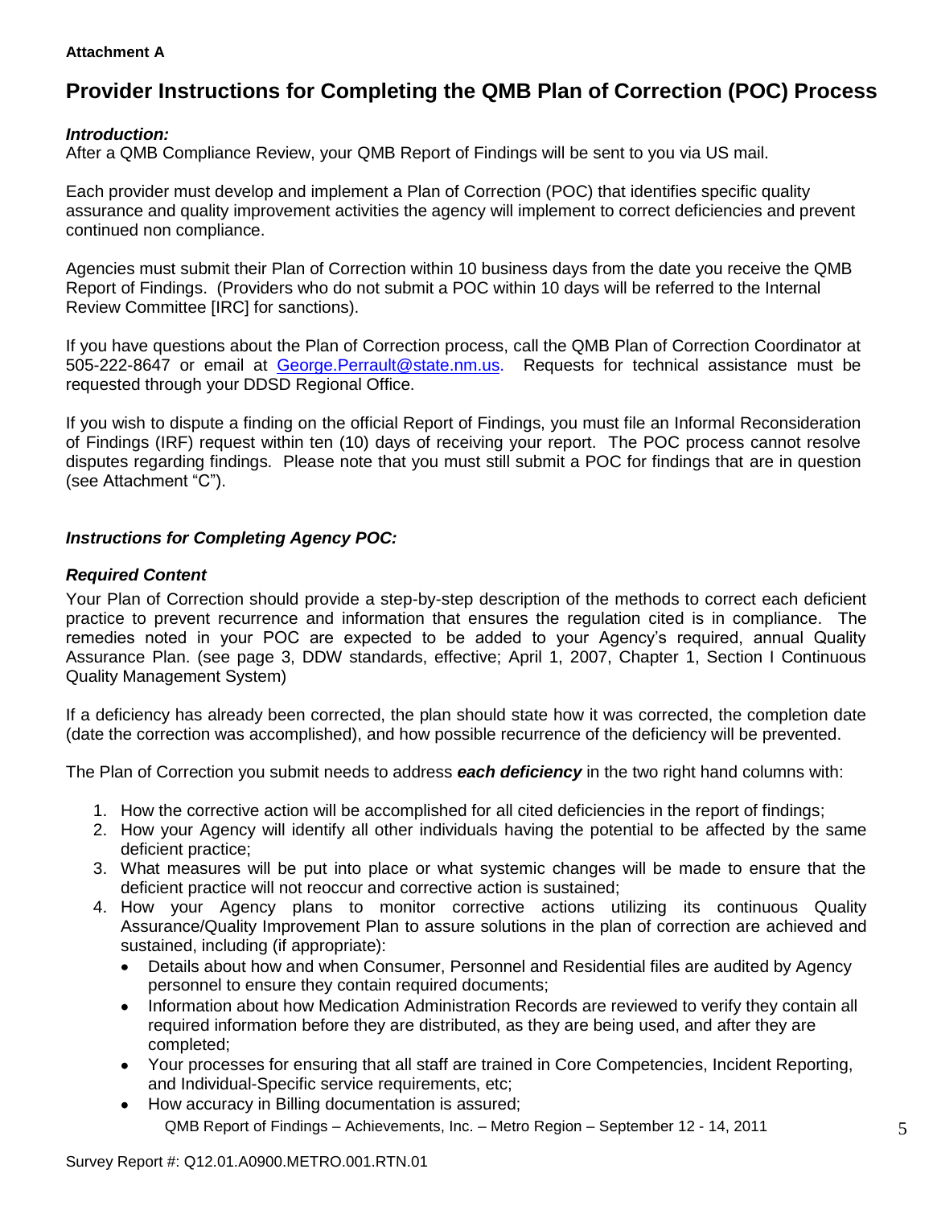**Attachment A**

# Provider Instructions for Completing the QMB Plan of Correction (POC) Process

***Introduction:***
After a QMB Compliance Review, your QMB Report of Findings will be sent to you via US mail.

Each provider must develop and implement a Plan of Correction (POC) that identifies specific quality assurance and quality improvement activities the agency will implement to correct deficiencies and prevent continued non compliance.

Agencies must submit their Plan of Correction within 10 business days from the date you receive the QMB Report of Findings. (Providers who do not submit a POC within 10 days will be referred to the Internal Review Committee [IRC] for sanctions).

If you have questions about the Plan of Correction process, call the QMB Plan of Correction Coordinator at 505-222-8647 or email at George.Perrault@state.nm.us. Requests for technical assistance must be requested through your DDSD Regional Office.

If you wish to dispute a finding on the official Report of Findings, you must file an Informal Reconsideration of Findings (IRF) request within ten (10) days of receiving your report. The POC process cannot resolve disputes regarding findings. Please note that you must still submit a POC for findings that are in question (see Attachment "C").

***Instructions for Completing Agency POC:***

***Required Content***
Your Plan of Correction should provide a step-by-step description of the methods to correct each deficient practice to prevent recurrence and information that ensures the regulation cited is in compliance. The remedies noted in your POC are expected to be added to your Agency's required, annual Quality Assurance Plan. (see page 3, DDW standards, effective; April 1, 2007, Chapter 1, Section I Continuous Quality Management System)

If a deficiency has already been corrected, the plan should state how it was corrected, the completion date (date the correction was accomplished), and how possible recurrence of the deficiency will be prevented.

The Plan of Correction you submit needs to address ***each deficiency*** in the two right hand columns with:

1. How the corrective action will be accomplished for all cited deficiencies in the report of findings;
2. How your Agency will identify all other individuals having the potential to be affected by the same deficient practice;
3. What measures will be put into place or what systemic changes will be made to ensure that the deficient practice will not reoccur and corrective action is sustained;
4. How your Agency plans to monitor corrective actions utilizing its continuous Quality Assurance/Quality Improvement Plan to assure solutions in the plan of correction are achieved and sustained, including (if appropriate):
   - Details about how and when Consumer, Personnel and Residential files are audited by Agency personnel to ensure they contain required documents;
   - Information about how Medication Administration Records are reviewed to verify they contain all required information before they are distributed, as they are being used, and after they are completed;
   - Your processes for ensuring that all staff are trained in Core Competencies, Incident Reporting, and Individual-Specific service requirements, etc;
   - How accuracy in Billing documentation is assured;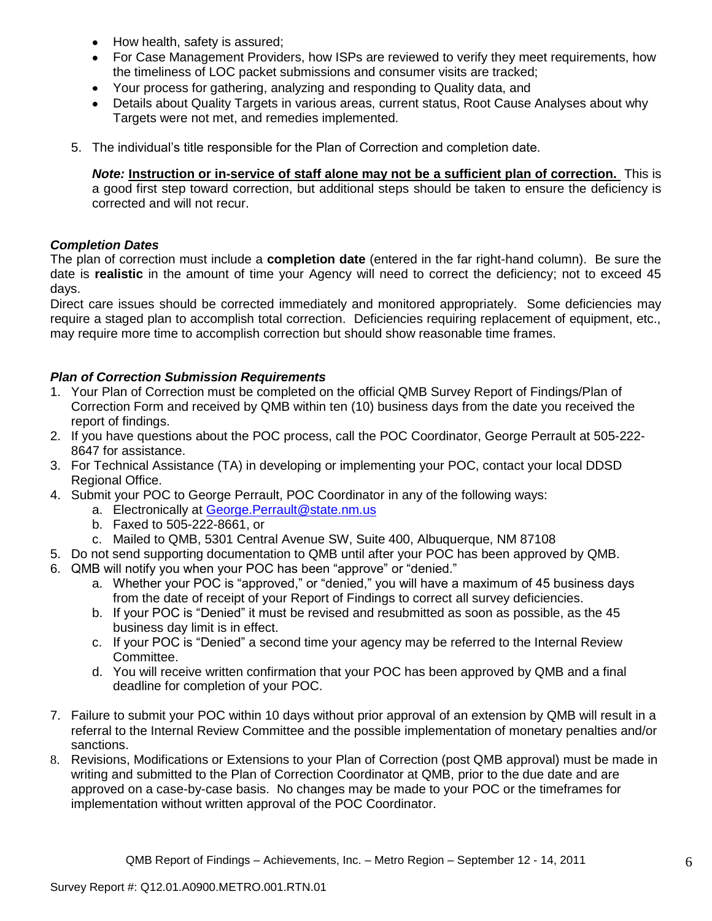- How health, safety is assured;
- For Case Management Providers, how ISPs are reviewed to verify they meet requirements, how the timeliness of LOC packet submissions and consumer visits are tracked;
- Your process for gathering, analyzing and responding to Quality data, and
- Details about Quality Targets in various areas, current status, Root Cause Analyses about why Targets were not met, and remedies implemented.

5. The individual's title responsible for the Plan of Correction and completion date.

   ***Note:*** **Instruction or in-service of staff alone may not be a sufficient plan of correction.** This is a good first step toward correction, but additional steps should be taken to ensure the deficiency is corrected and will not recur.

***Completion Dates***

The plan of correction must include a **completion date** (entered in the far right-hand column). Be sure the date is **realistic** in the amount of time your Agency will need to correct the deficiency; not to exceed 45 days.

Direct care issues should be corrected immediately and monitored appropriately. Some deficiencies may require a staged plan to accomplish total correction. Deficiencies requiring replacement of equipment, etc., may require more time to accomplish correction but should show reasonable time frames.

***Plan of Correction Submission Requirements***

1. Your Plan of Correction must be completed on the official QMB Survey Report of Findings/Plan of Correction Form and received by QMB within ten (10) business days from the date you received the report of findings.
2. If you have questions about the POC process, call the POC Coordinator, George Perrault at 505-222-8647 for assistance.
3. For Technical Assistance (TA) in developing or implementing your POC, contact your local DDSD Regional Office.
4. Submit your POC to George Perrault, POC Coordinator in any of the following ways:
   a. Electronically at George.Perrault@state.nm.us
   b. Faxed to 505-222-8661, or
   c. Mailed to QMB, 5301 Central Avenue SW, Suite 400, Albuquerque, NM 87108
5. Do not send supporting documentation to QMB until after your POC has been approved by QMB.
6. QMB will notify you when your POC has been "approve" or "denied."
   a. Whether your POC is "approved," or "denied," you will have a maximum of 45 business days from the date of receipt of your Report of Findings to correct all survey deficiencies.
   b. If your POC is "Denied" it must be revised and resubmitted as soon as possible, as the 45 business day limit is in effect.
   c. If your POC is "Denied" a second time your agency may be referred to the Internal Review Committee.
   d. You will receive written confirmation that your POC has been approved by QMB and a final deadline for completion of your POC.
7. Failure to submit your POC within 10 days without prior approval of an extension by QMB will result in a referral to the Internal Review Committee and the possible implementation of monetary penalties and/or sanctions.
8. Revisions, Modifications or Extensions to your Plan of Correction (post QMB approval) must be made in writing and submitted to the Plan of Correction Coordinator at QMB, prior to the due date and are approved on a case-by-case basis. No changes may be made to your POC or the timeframes for implementation without written approval of the POC Coordinator.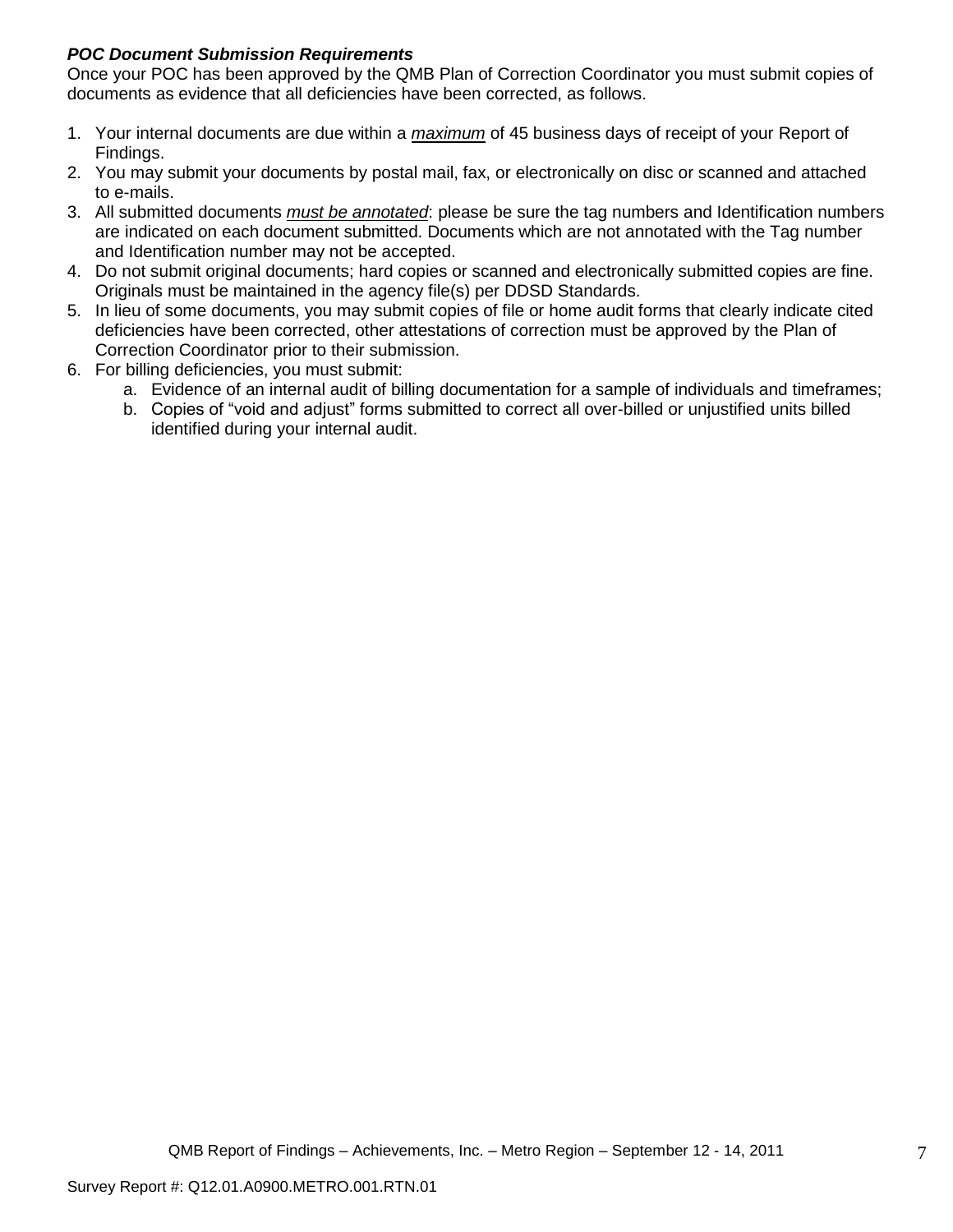***POC Document Submission Requirements***

Once your POC has been approved by the QMB Plan of Correction Coordinator you must submit copies of documents as evidence that all deficiencies have been corrected, as follows.

1. Your internal documents are due within a ***maximum*** of 45 business days of receipt of your Report of Findings.
2. You may submit your documents by postal mail, fax, or electronically on disc or scanned and attached to e-mails.
3. All submitted documents *must be annotated*: please be sure the tag numbers and Identification numbers are indicated on each document submitted. Documents which are not annotated with the Tag number and Identification number may not be accepted.
4. Do not submit original documents; hard copies or scanned and electronically submitted copies are fine. Originals must be maintained in the agency file(s) per DDSD Standards.
5. In lieu of some documents, you may submit copies of file or home audit forms that clearly indicate cited deficiencies have been corrected, other attestations of correction must be approved by the Plan of Correction Coordinator prior to their submission.
6. For billing deficiencies, you must submit:
   a. Evidence of an internal audit of billing documentation for a sample of individuals and timeframes;
   b. Copies of "void and adjust" forms submitted to correct all over-billed or unjustified units billed identified during your internal audit.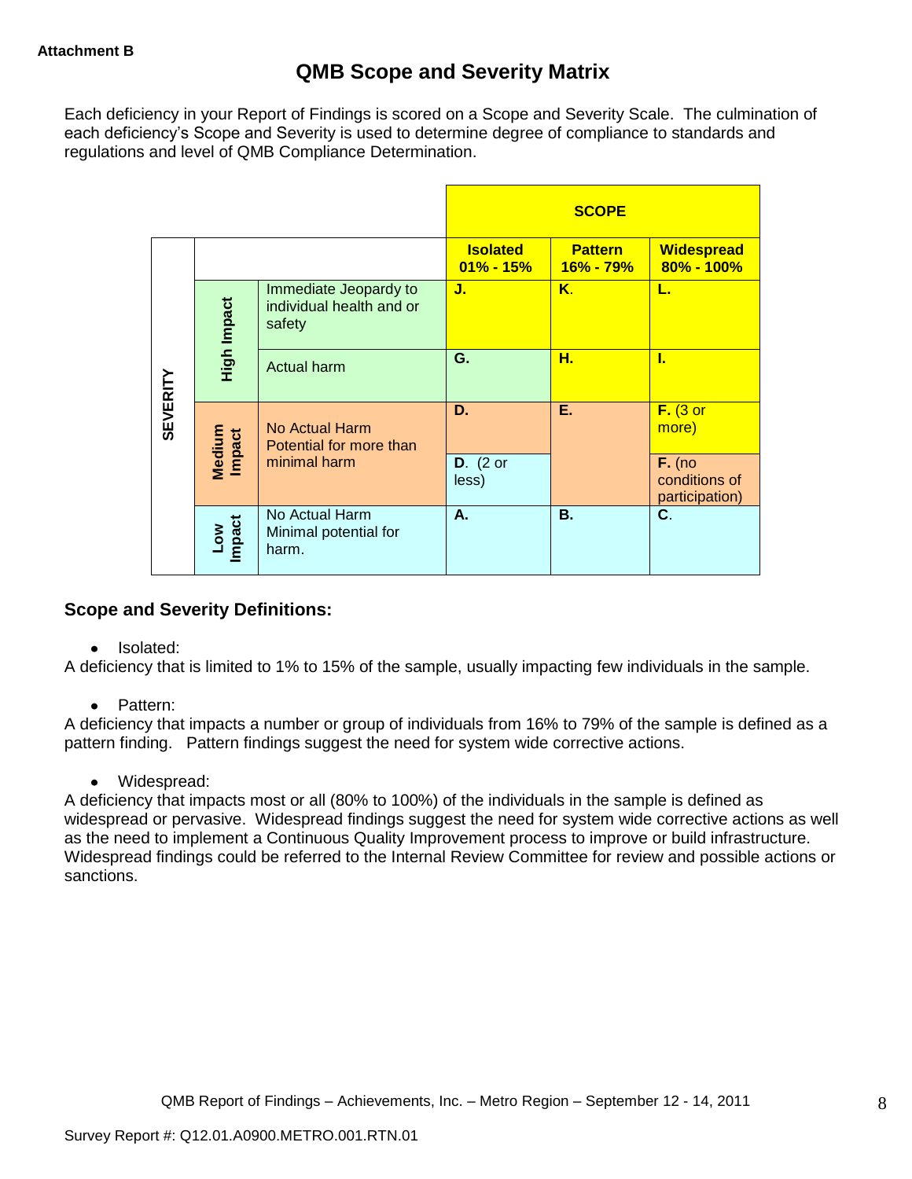**Attachment B**

# QMB Scope and Severity Matrix

Each deficiency in your Report of Findings is scored on a Scope and Severity Scale. The culmination of each deficiency's Scope and Severity is used to determine degree of compliance to standards and regulations and level of QMB Compliance Determination.

| SEVERITY | | | SCOPE | | |
|---|---|---|---|---|---|
| | | | **Isolated 01% - 15%** | **Pattern 16% - 79%** | **Widespread 80% - 100%** |
| | **High Impact** | Immediate Jeopardy to individual health and or safety | **J.** | **K.** | **L.** |
| | | Actual harm | **G.** | **H.** | **I.** |
| | **Medium Impact** | No Actual Harm Potential for more than minimal harm | **D.** | **E.** | **F.** (3 or more) |
| | | | **D.** (2 or less) | | **F.** (no conditions of participation) |
| | **Low Impact** | No Actual Harm Minimal potential for harm. | **A.** | **B.** | **C.** |

## Scope and Severity Definitions:

- Isolated:

A deficiency that is limited to 1% to 15% of the sample, usually impacting few individuals in the sample.

- Pattern:

A deficiency that impacts a number or group of individuals from 16% to 79% of the sample is defined as a pattern finding. Pattern findings suggest the need for system wide corrective actions.

- Widespread:

A deficiency that impacts most or all (80% to 100%) of the individuals in the sample is defined as widespread or pervasive. Widespread findings suggest the need for system wide corrective actions as well as the need to implement a Continuous Quality Improvement process to improve or build infrastructure. Widespread findings could be referred to the Internal Review Committee for review and possible actions or sanctions.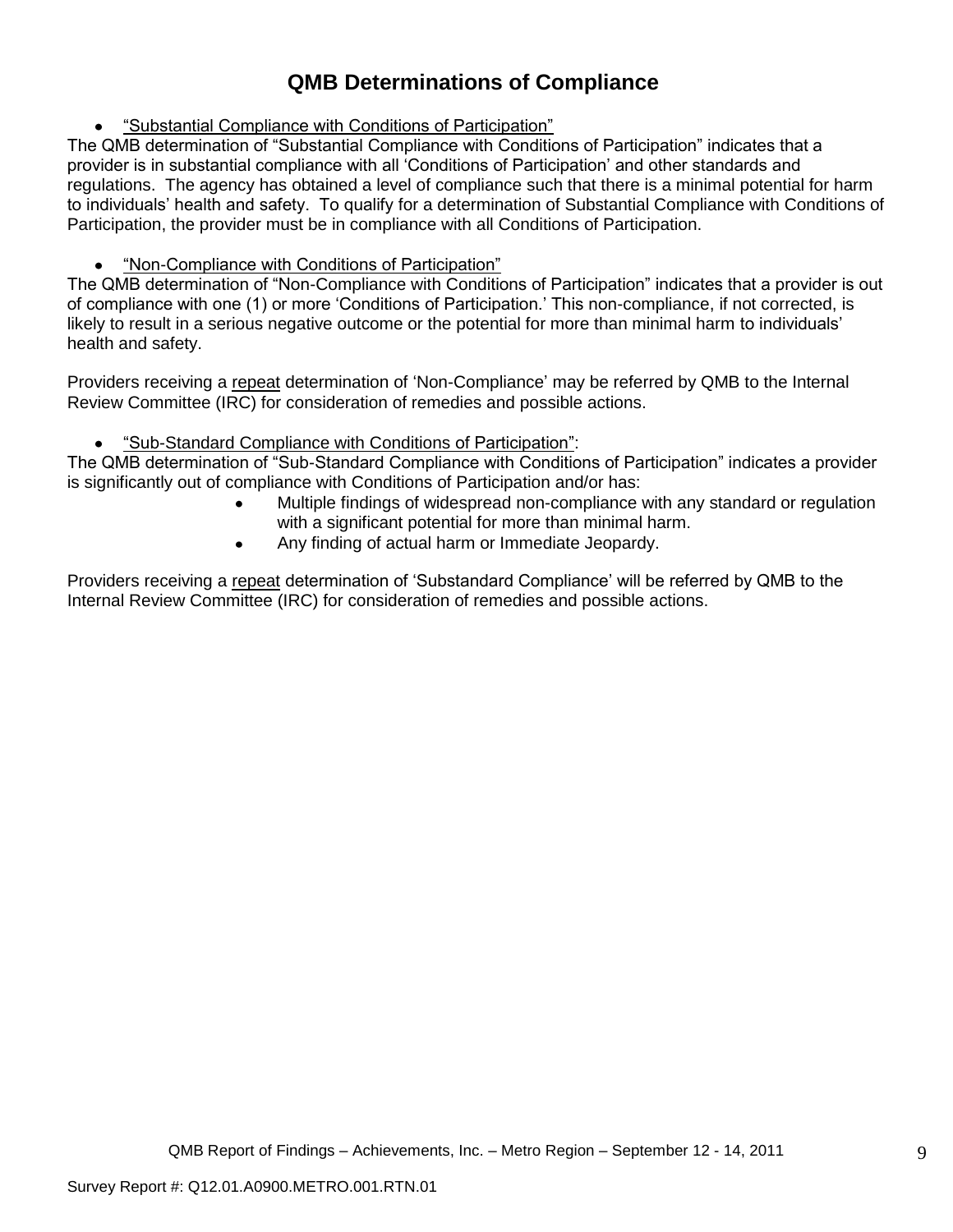# QMB Determinations of Compliance

- <u>"Substantial Compliance with Conditions of Participation"</u>

The QMB determination of "Substantial Compliance with Conditions of Participation" indicates that a provider is in substantial compliance with all 'Conditions of Participation' and other standards and regulations. The agency has obtained a level of compliance such that there is a minimal potential for harm to individuals' health and safety. To qualify for a determination of Substantial Compliance with Conditions of Participation, the provider must be in compliance with all Conditions of Participation.

- <u>"Non-Compliance with Conditions of Participation"</u>

The QMB determination of "Non-Compliance with Conditions of Participation" indicates that a provider is out of compliance with one (1) or more 'Conditions of Participation.' This non-compliance, if not corrected, is likely to result in a serious negative outcome or the potential for more than minimal harm to individuals' health and safety.

Providers receiving a <u>repeat</u> determination of 'Non-Compliance' may be referred by QMB to the Internal Review Committee (IRC) for consideration of remedies and possible actions.

- <u>"Sub-Standard Compliance with Conditions of Participation"</u>:

The QMB determination of "Sub-Standard Compliance with Conditions of Participation" indicates a provider is significantly out of compliance with Conditions of Participation and/or has:

- Multiple findings of widespread non-compliance with any standard or regulation with a significant potential for more than minimal harm.
- Any finding of actual harm or Immediate Jeopardy.

Providers receiving a <u>repeat</u> determination of 'Substandard Compliance' will be referred by QMB to the Internal Review Committee (IRC) for consideration of remedies and possible actions.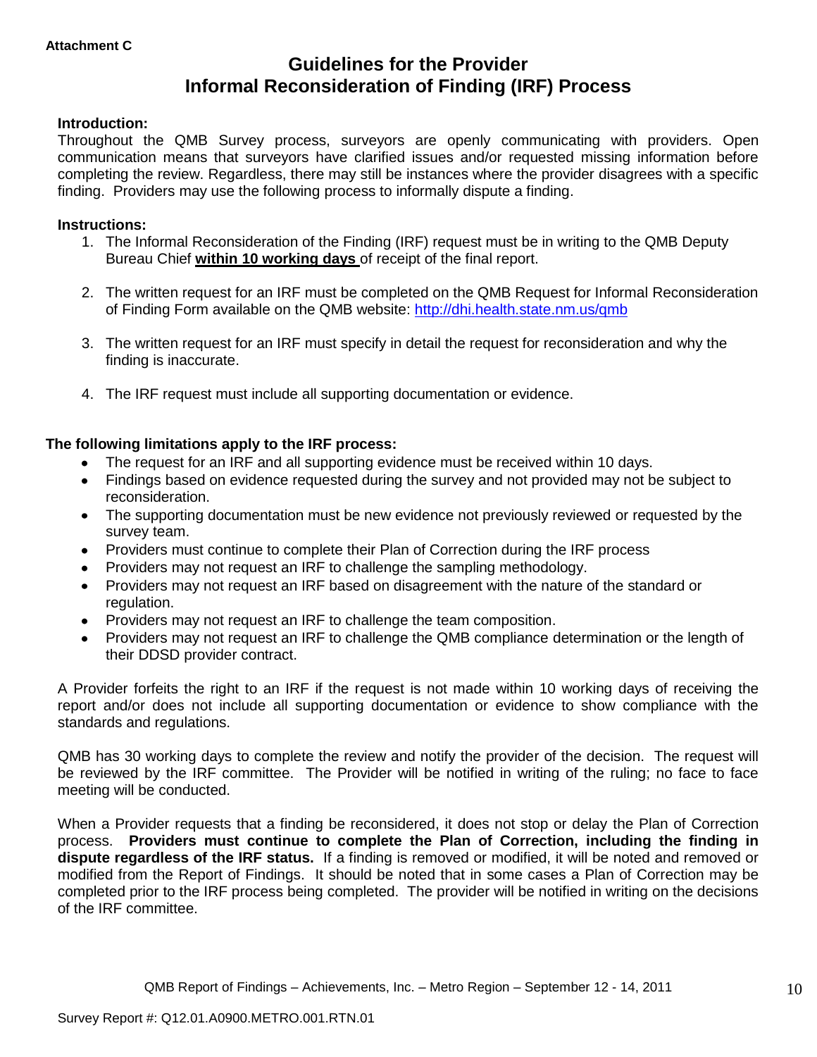**Attachment C**

# Guidelines for the Provider Informal Reconsideration of Finding (IRF) Process

**Introduction:**

Throughout the QMB Survey process, surveyors are openly communicating with providers. Open communication means that surveyors have clarified issues and/or requested missing information before completing the review. Regardless, there may still be instances where the provider disagrees with a specific finding. Providers may use the following process to informally dispute a finding.

**Instructions:**

1. The Informal Reconsideration of the Finding (IRF) request must be in writing to the QMB Deputy Bureau Chief **<u>within 10 working days</u>** of receipt of the final report.

2. The written request for an IRF must be completed on the QMB Request for Informal Reconsideration of Finding Form available on the QMB website: [http://dhi.health.state.nm.us/qmb](http://dhi.health.state.nm.us/qmb)

3. The written request for an IRF must specify in detail the request for reconsideration and why the finding is inaccurate.

4. The IRF request must include all supporting documentation or evidence.

**The following limitations apply to the IRF process:**

- The request for an IRF and all supporting evidence must be received within 10 days.
- Findings based on evidence requested during the survey and not provided may not be subject to reconsideration.
- The supporting documentation must be new evidence not previously reviewed or requested by the survey team.
- Providers must continue to complete their Plan of Correction during the IRF process
- Providers may not request an IRF to challenge the sampling methodology.
- Providers may not request an IRF based on disagreement with the nature of the standard or regulation.
- Providers may not request an IRF to challenge the team composition.
- Providers may not request an IRF to challenge the QMB compliance determination or the length of their DDSD provider contract.

A Provider forfeits the right to an IRF if the request is not made within 10 working days of receiving the report and/or does not include all supporting documentation or evidence to show compliance with the standards and regulations.

QMB has 30 working days to complete the review and notify the provider of the decision. The request will be reviewed by the IRF committee. The Provider will be notified in writing of the ruling; no face to face meeting will be conducted.

When a Provider requests that a finding be reconsidered, it does not stop or delay the Plan of Correction process. **Providers must continue to complete the Plan of Correction, including the finding in dispute regardless of the IRF status.** If a finding is removed or modified, it will be noted and removed or modified from the Report of Findings. It should be noted that in some cases a Plan of Correction may be completed prior to the IRF process being completed. The provider will be notified in writing on the decisions of the IRF committee.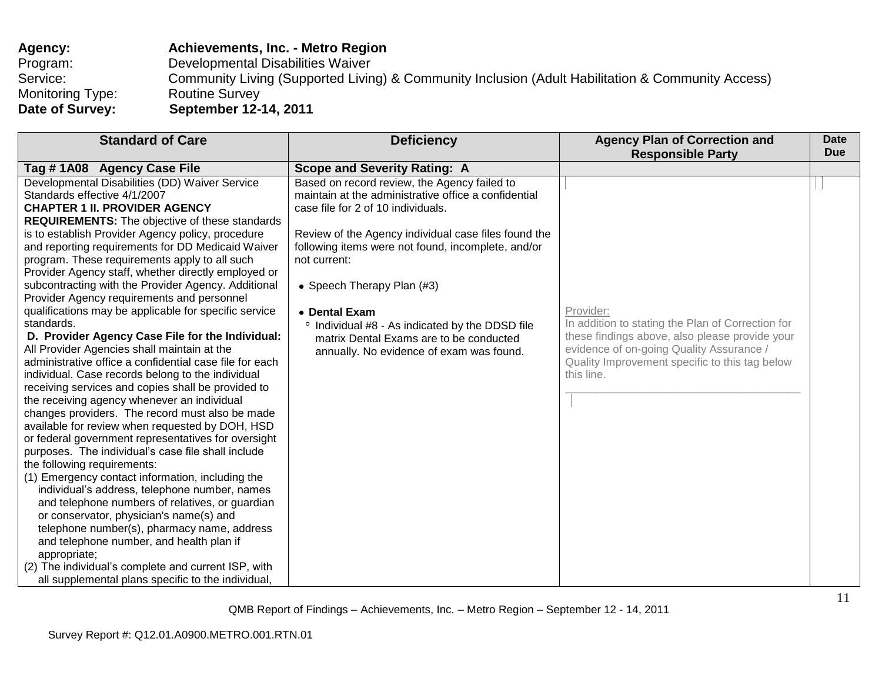**Agency:** **Achievements, Inc. - Metro Region**
Program: Developmental Disabilities Waiver
Service: Community Living (Supported Living) & Community Inclusion (Adult Habilitation & Community Access)
Monitoring Type: Routine Survey
**Date of Survey:** **September 12-14, 2011**

| Standard of Care | Deficiency | Agency Plan of Correction and Responsible Party | Date Due |
|---|---|---|---|
| **Tag # 1A08 Agency Case File** | **Scope and Severity Rating: A** | | |
| Developmental Disabilities (DD) Waiver Service Standards effective 4/1/2007<br>**CHAPTER 1 II. PROVIDER AGENCY REQUIREMENTS:** The objective of these standards is to establish Provider Agency policy, procedure and reporting requirements for DD Medicaid Waiver program. These requirements apply to all such Provider Agency staff, whether directly employed or subcontracting with the Provider Agency. Additional Provider Agency requirements and personnel qualifications may be applicable for specific service standards.<br>**D. Provider Agency Case File for the Individual:** All Provider Agencies shall maintain at the administrative office a confidential case file for each individual. Case records belong to the individual receiving services and copies shall be provided to the receiving agency whenever an individual changes providers. The record must also be made available for review when requested by DOH, HSD or federal government representatives for oversight purposes. The individual's case file shall include the following requirements:<br>(1) Emergency contact information, including the individual's address, telephone number, names and telephone numbers of relatives, or guardian or conservator, physician's name(s) and telephone number(s), pharmacy name, address and telephone number, and health plan if appropriate;<br>(2) The individual's complete and current ISP, with all supplemental plans specific to the individual, | Based on record review, the Agency failed to maintain at the administrative office a confidential case file for 2 of 10 individuals.<br><br>Review of the Agency individual case files found the following items were not found, incomplete, and/or not current:<br><br>• Speech Therapy Plan (#3)<br><br>• **Dental Exam**<br>° Individual #8 - As indicated by the DDSD file matrix Dental Exams are to be conducted annually. No evidence of exam was found. | Provider:<br>In addition to stating the Plan of Correction for these findings above, also please provide your evidence of on-going Quality Assurance / Quality Improvement specific to this tag below this line.<br>\_\_\_\_\_\_\_\_\_\_\_\_\_\_\_\_\_\_\_\_\_\_\_\_\_\_\_\_\_\_\_\_\_\_\_\_\_\_\_\_ | |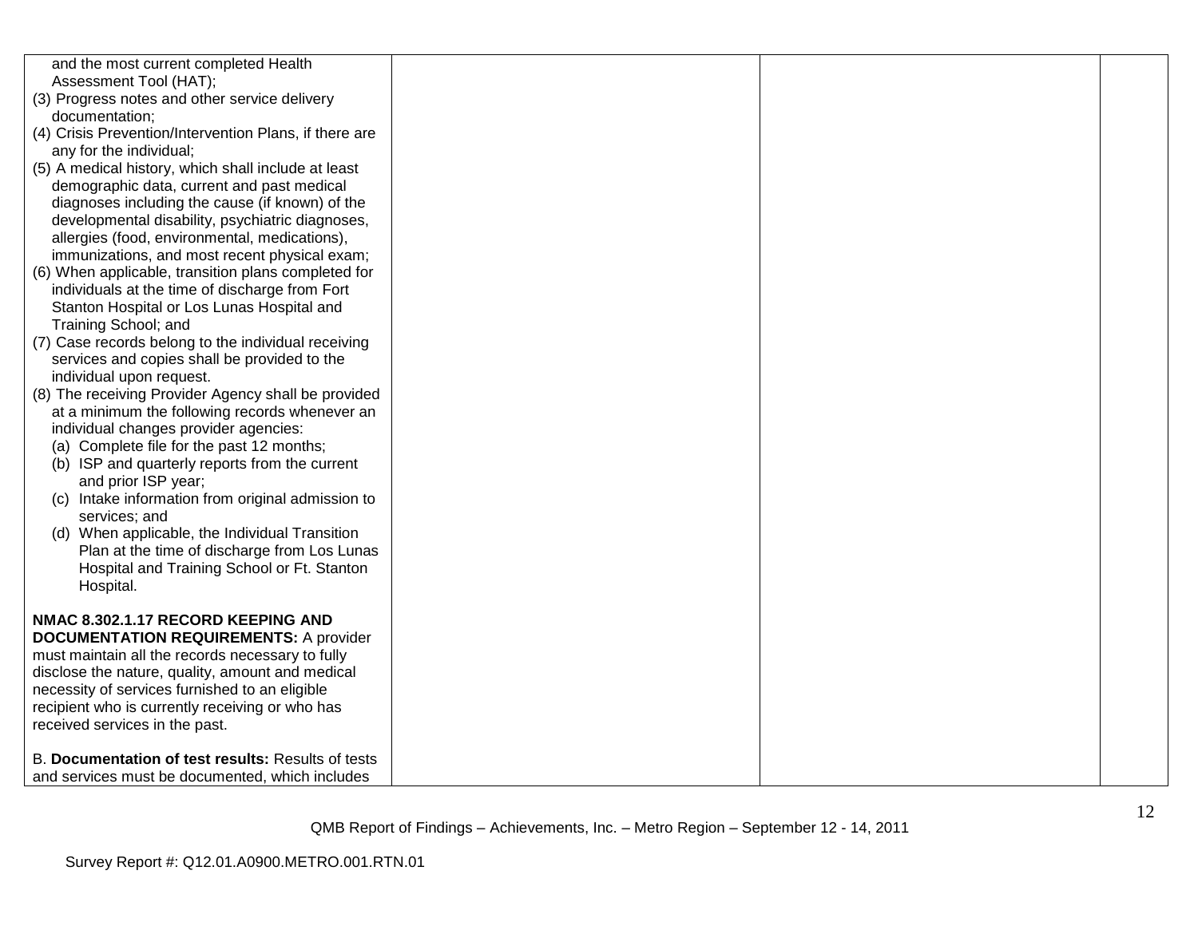| | | | |
|---|---|---|---|
| and the most current completed Health Assessment Tool (HAT);<br>(3) Progress notes and other service delivery documentation;<br>(4) Crisis Prevention/Intervention Plans, if there are any for the individual;<br>(5) A medical history, which shall include at least demographic data, current and past medical diagnoses including the cause (if known) of the developmental disability, psychiatric diagnoses, allergies (food, environmental, medications), immunizations, and most recent physical exam;<br>(6) When applicable, transition plans completed for individuals at the time of discharge from Fort Stanton Hospital or Los Lunas Hospital and Training School; and<br>(7) Case records belong to the individual receiving services and copies shall be provided to the individual upon request.<br>(8) The receiving Provider Agency shall be provided at a minimum the following records whenever an individual changes provider agencies:<br>(a) Complete file for the past 12 months;<br>(b) ISP and quarterly reports from the current and prior ISP year;<br>(c) Intake information from original admission to services; and<br>(d) When applicable, the Individual Transition Plan at the time of discharge from Los Lunas Hospital and Training School or Ft. Stanton Hospital.<br><br>**NMAC 8.302.1.17 RECORD KEEPING AND DOCUMENTATION REQUIREMENTS:** A provider must maintain all the records necessary to fully disclose the nature, quality, amount and medical necessity of services furnished to an eligible recipient who is currently receiving or who has received services in the past.<br><br>B. **Documentation of test results:** Results of tests and services must be documented, which includes | | | |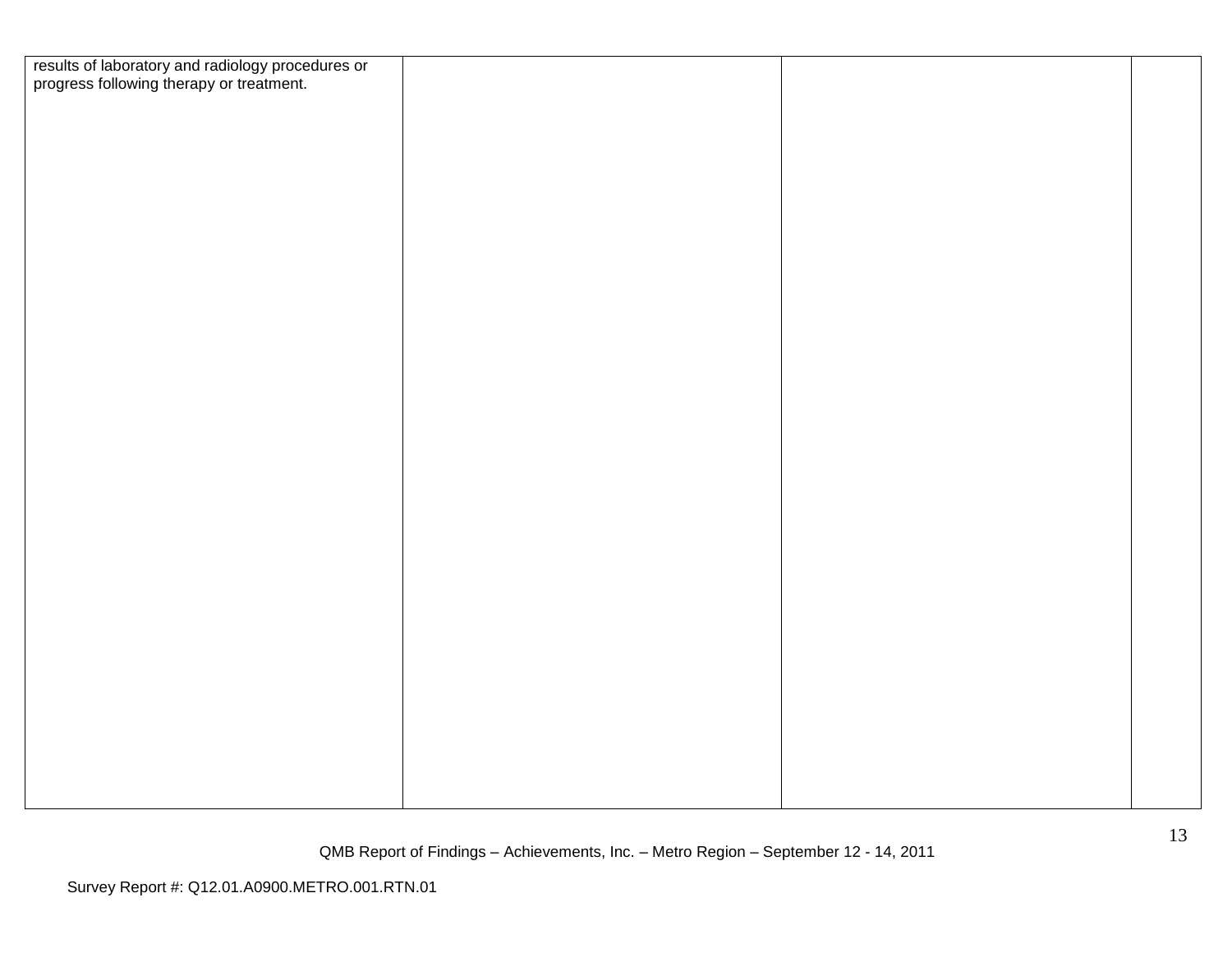| | | | |
|---|---|---|---|
| results of laboratory and radiology procedures or progress following therapy or treatment. | | | |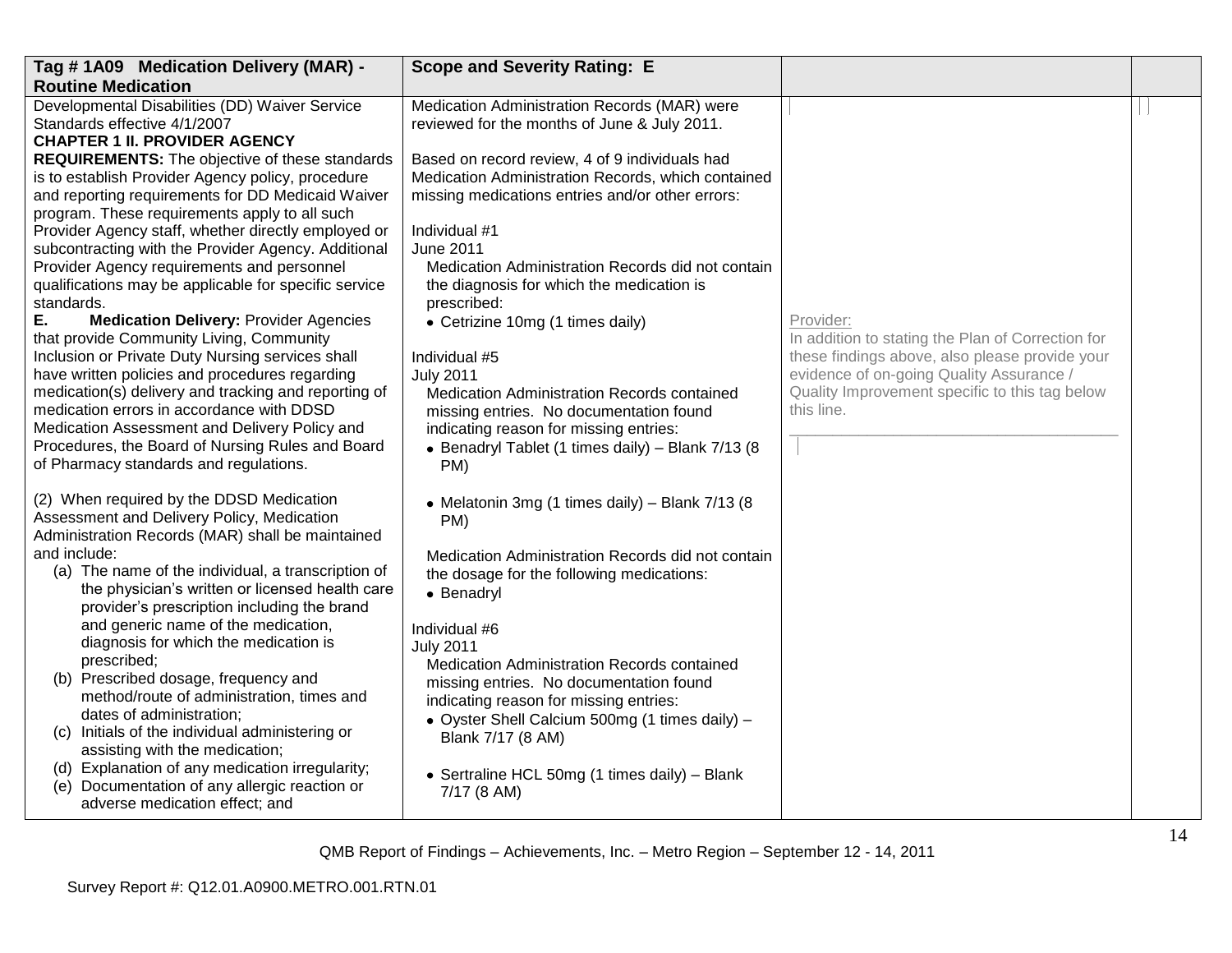| Tag # 1A09 Medication Delivery (MAR) - Routine Medication | Scope and Severity Rating: E | | |
|---|---|---|---|
| Developmental Disabilities (DD) Waiver Service Standards effective 4/1/2007<br>**CHAPTER 1 II. PROVIDER AGENCY REQUIREMENTS:** The objective of these standards is to establish Provider Agency policy, procedure and reporting requirements for DD Medicaid Waiver program. These requirements apply to all such Provider Agency staff, whether directly employed or subcontracting with the Provider Agency. Additional Provider Agency requirements and personnel qualifications may be applicable for specific service standards.<br>**E. Medication Delivery:** Provider Agencies that provide Community Living, Community Inclusion or Private Duty Nursing services shall have written policies and procedures regarding medication(s) delivery and tracking and reporting of medication errors in accordance with DDSD Medication Assessment and Delivery Policy and Procedures, the Board of Nursing Rules and Board of Pharmacy standards and regulations.<br><br>(2) When required by the DDSD Medication Assessment and Delivery Policy, Medication Administration Records (MAR) shall be maintained and include:<br>(a) The name of the individual, a transcription of the physician's written or licensed health care provider's prescription including the brand and generic name of the medication, diagnosis for which the medication is prescribed;<br>(b) Prescribed dosage, frequency and method/route of administration, times and dates of administration;<br>(c) Initials of the individual administering or assisting with the medication;<br>(d) Explanation of any medication irregularity;<br>(e) Documentation of any allergic reaction or adverse medication effect; and | Medication Administration Records (MAR) were reviewed for the months of June & July 2011.<br><br>Based on record review, 4 of 9 individuals had Medication Administration Records, which contained missing medications entries and/or other errors:<br><br>Individual #1<br>June 2011<br>Medication Administration Records did not contain the diagnosis for which the medication is prescribed:<br>• Cetrizine 10mg (1 times daily)<br><br>Individual #5<br>July 2011<br>Medication Administration Records contained missing entries. No documentation found indicating reason for missing entries:<br>• Benadryl Tablet (1 times daily) – Blank 7/13 (8 PM)<br>• Melatonin 3mg (1 times daily) – Blank 7/13 (8 PM)<br><br>Medication Administration Records did not contain the dosage for the following medications:<br>• Benadryl<br><br>Individual #6<br>July 2011<br>Medication Administration Records contained missing entries. No documentation found indicating reason for missing entries:<br>• Oyster Shell Calcium 500mg (1 times daily) – Blank 7/17 (8 AM)<br>• Sertraline HCL 50mg (1 times daily) – Blank 7/17 (8 AM) | Provider:<br>In addition to stating the Plan of Correction for these findings above, also please provide your evidence of on-going Quality Assurance / Quality Improvement specific to this tag below this line.<br>\_\_\_\_\_\_\_\_\_\_\_\_\_\_\_\_\_\_\_\_\_\_\_\_\_\_\_\_\_\_\_\_\_\_\_\_\_\_ | |

QMB Report of Findings – Achievements, Inc. – Metro Region – September 12 - 14, 2011

Survey Report #: Q12.01.A0900.METRO.001.RTN.01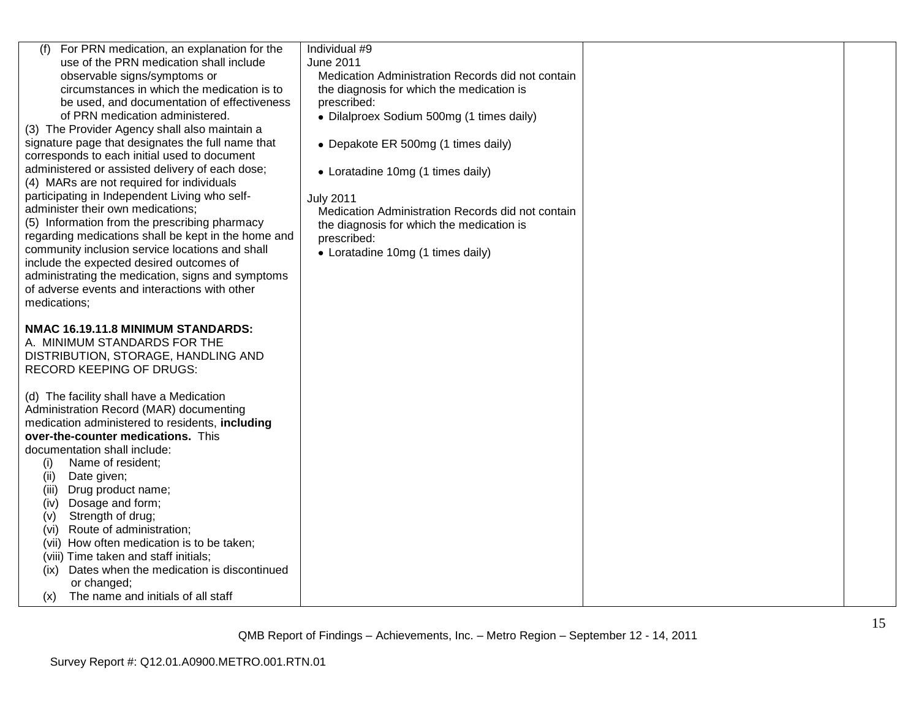| | | | |
|---|---|---|---|
| (f) For PRN medication, an explanation for the use of the PRN medication shall include observable signs/symptoms or circumstances in which the medication is to be used, and documentation of effectiveness of PRN medication administered.<br>(3) The Provider Agency shall also maintain a signature page that designates the full name that corresponds to each initial used to document administered or assisted delivery of each dose;<br>(4) MARs are not required for individuals participating in Independent Living who self-administer their own medications;<br>(5) Information from the prescribing pharmacy regarding medications shall be kept in the home and community inclusion service locations and shall include the expected desired outcomes of administrating the medication, signs and symptoms of adverse events and interactions with other medications;<br><br>**NMAC 16.19.11.8 MINIMUM STANDARDS:**<br>A. MINIMUM STANDARDS FOR THE DISTRIBUTION, STORAGE, HANDLING AND RECORD KEEPING OF DRUGS:<br><br>(d) The facility shall have a Medication Administration Record (MAR) documenting medication administered to residents, **including over-the-counter medications.** This documentation shall include:<br>(i) Name of resident;<br>(ii) Date given;<br>(iii) Drug product name;<br>(iv) Dosage and form;<br>(v) Strength of drug;<br>(vi) Route of administration;<br>(vii) How often medication is to be taken;<br>(viii) Time taken and staff initials;<br>(ix) Dates when the medication is discontinued or changed;<br>(x) The name and initials of all staff | Individual #9<br>June 2011<br>Medication Administration Records did not contain the diagnosis for which the medication is prescribed:<br>• Dilalproex Sodium 500mg (1 times daily)<br>• Depakote ER 500mg (1 times daily)<br>• Loratadine 10mg (1 times daily)<br><br>July 2011<br>Medication Administration Records did not contain the diagnosis for which the medication is prescribed:<br>• Loratadine 10mg (1 times daily) | | |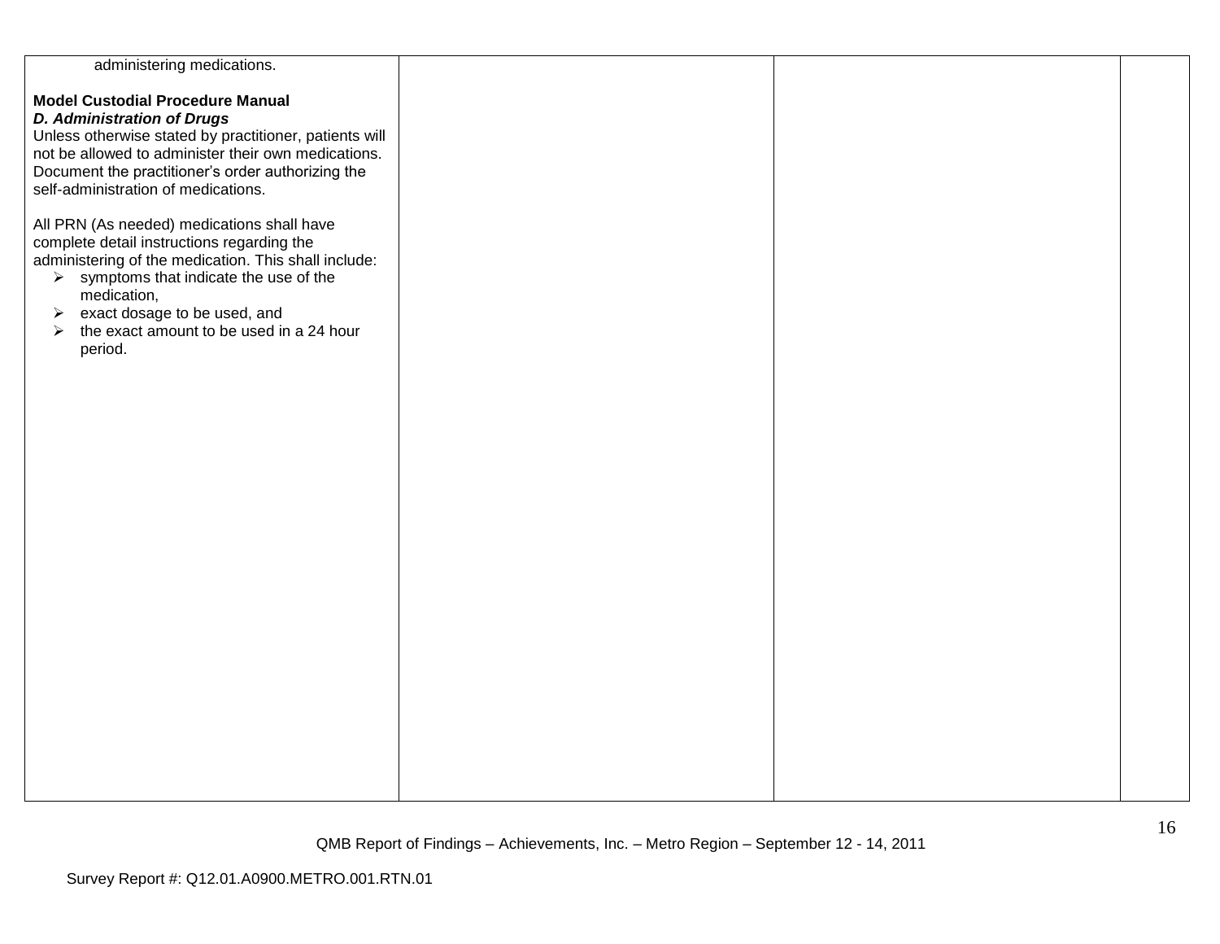| | | | |
|---|---|---|---|
| administering medications.<br><br>**Model Custodial Procedure Manual**<br>***D. Administration of Drugs***<br>Unless otherwise stated by practitioner, patients will not be allowed to administer their own medications. Document the practitioner's order authorizing the self-administration of medications.<br><br>All PRN (As needed) medications shall have complete detail instructions regarding the administering of the medication. This shall include:<br>➢ symptoms that indicate the use of the medication,<br>➢ exact dosage to be used, and<br>➢ the exact amount to be used in a 24 hour period. | | | |

QMB Report of Findings – Achievements, Inc. – Metro Region – September 12 - 14, 2011

Survey Report #: Q12.01.A0900.METRO.001.RTN.01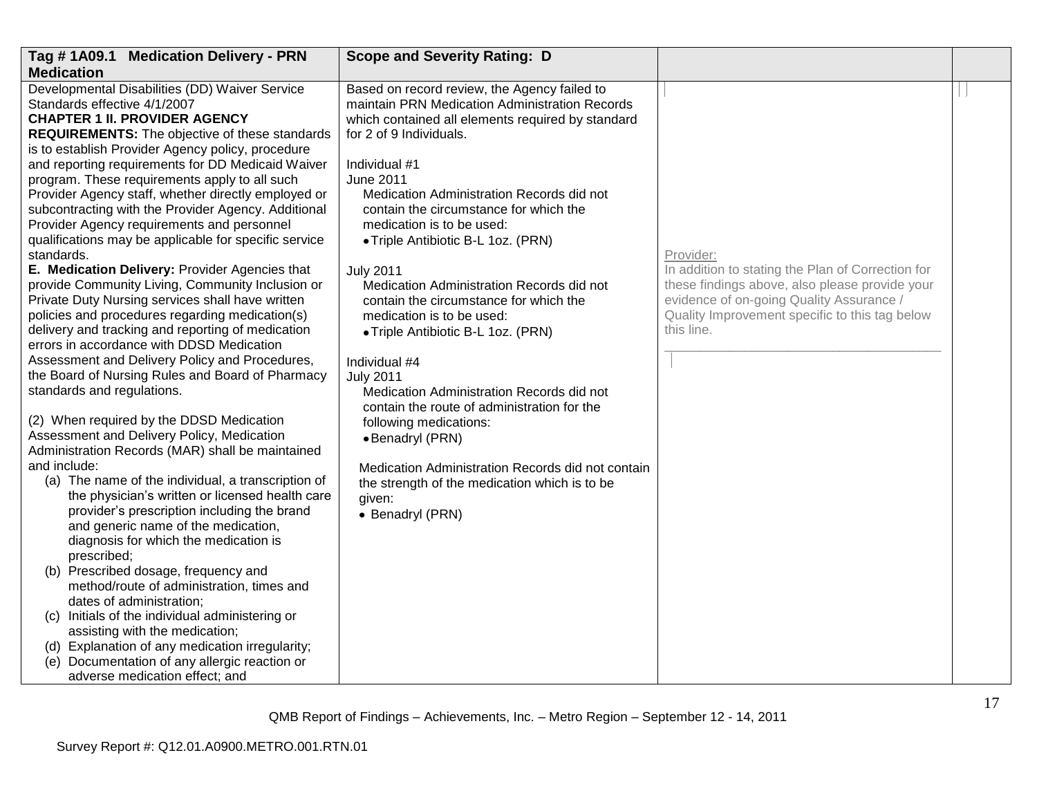| Tag # 1A09.1 Medication Delivery - PRN Medication | Scope and Severity Rating: D | | |
|---|---|---|---|
| Developmental Disabilities (DD) Waiver Service Standards effective 4/1/2007<br>**CHAPTER 1 II. PROVIDER AGENCY REQUIREMENTS:** The objective of these standards is to establish Provider Agency policy, procedure and reporting requirements for DD Medicaid Waiver program. These requirements apply to all such Provider Agency staff, whether directly employed or subcontracting with the Provider Agency. Additional Provider Agency requirements and personnel qualifications may be applicable for specific service standards.<br>**E. Medication Delivery:** Provider Agencies that provide Community Living, Community Inclusion or Private Duty Nursing services shall have written policies and procedures regarding medication(s) delivery and tracking and reporting of medication errors in accordance with DDSD Medication Assessment and Delivery Policy and Procedures, the Board of Nursing Rules and Board of Pharmacy standards and regulations.<br><br>(2) When required by the DDSD Medication Assessment and Delivery Policy, Medication Administration Records (MAR) shall be maintained and include:<br>(a) The name of the individual, a transcription of the physician's written or licensed health care provider's prescription including the brand and generic name of the medication, diagnosis for which the medication is prescribed;<br>(b) Prescribed dosage, frequency and method/route of administration, times and dates of administration;<br>(c) Initials of the individual administering or assisting with the medication;<br>(d) Explanation of any medication irregularity;<br>(e) Documentation of any allergic reaction or adverse medication effect; and | Based on record review, the Agency failed to maintain PRN Medication Administration Records which contained all elements required by standard for 2 of 9 Individuals.<br><br>Individual #1<br>June 2011<br>Medication Administration Records did not contain the circumstance for which the medication is to be used:<br>• Triple Antibiotic B-L 1oz. (PRN)<br><br>July 2011<br>Medication Administration Records did not contain the circumstance for which the medication is to be used:<br>• Triple Antibiotic B-L 1oz. (PRN)<br><br>Individual #4<br>July 2011<br>Medication Administration Records did not contain the route of administration for the following medications:<br>• Benadryl (PRN)<br><br>Medication Administration Records did not contain the strength of the medication which is to be given:<br>• Benadryl (PRN) | Provider:<br>In addition to stating the Plan of Correction for these findings above, also please provide your evidence of on-going Quality Assurance / Quality Improvement specific to this tag below this line.<br>\_\_\_\_\_\_\_\_\_\_\_\_\_\_\_\_\_\_\_\_\_\_\_\_\_\_\_\_\_\_\_\_\_\_\_\_\_\_ | |

QMB Report of Findings – Achievements, Inc. – Metro Region – September 12 - 14, 2011

Survey Report #: Q12.01.A0900.METRO.001.RTN.01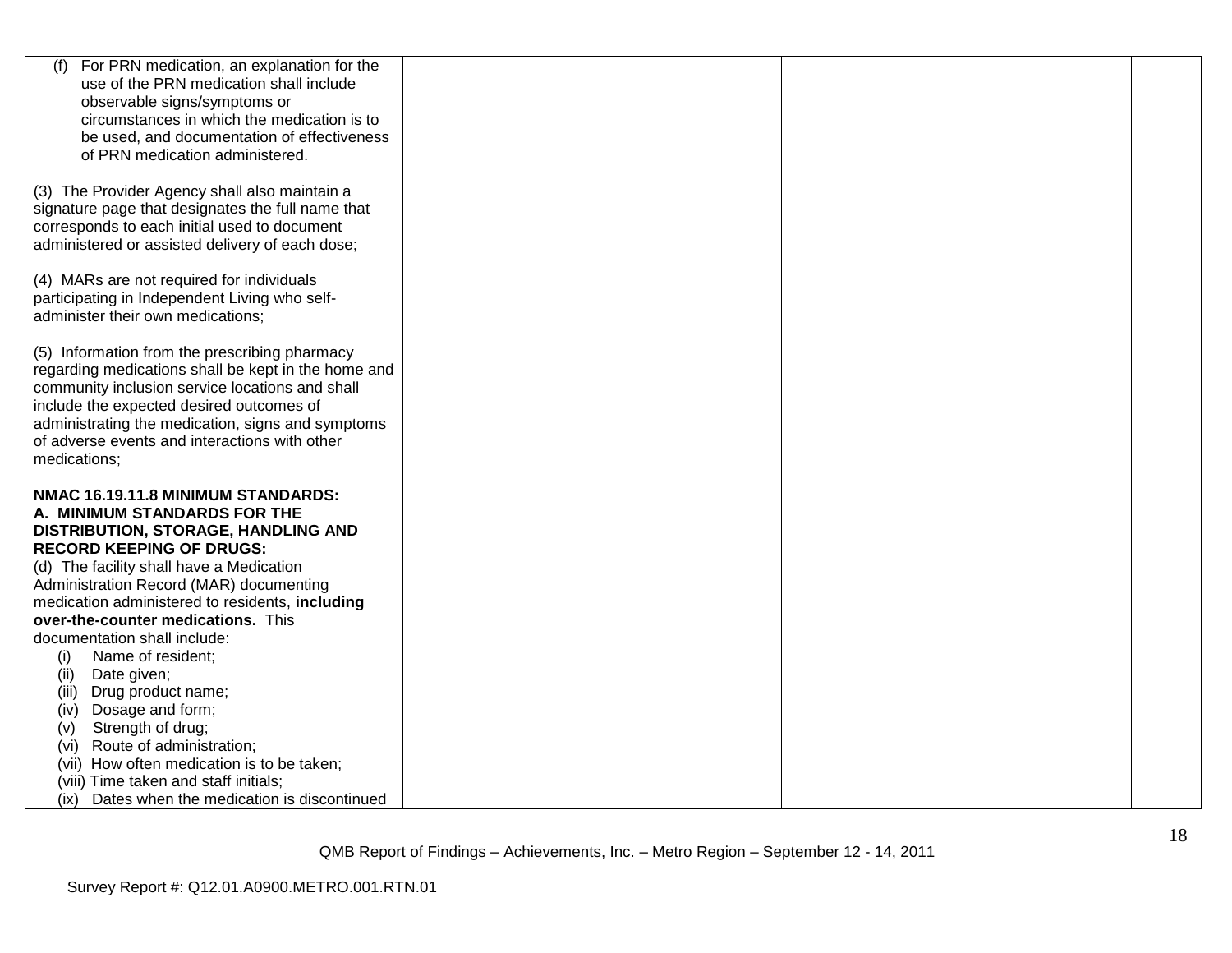| | | | |
|---|---|---|---|
| (f) For PRN medication, an explanation for the use of the PRN medication shall include observable signs/symptoms or circumstances in which the medication is to be used, and documentation of effectiveness of PRN medication administered.<br><br>(3) The Provider Agency shall also maintain a signature page that designates the full name that corresponds to each initial used to document administered or assisted delivery of each dose;<br><br>(4) MARs are not required for individuals participating in Independent Living who self-administer their own medications;<br><br>(5) Information from the prescribing pharmacy regarding medications shall be kept in the home and community inclusion service locations and shall include the expected desired outcomes of administrating the medication, signs and symptoms of adverse events and interactions with other medications;<br><br>**NMAC 16.19.11.8 MINIMUM STANDARDS: A. MINIMUM STANDARDS FOR THE DISTRIBUTION, STORAGE, HANDLING AND RECORD KEEPING OF DRUGS:**<br>(d) The facility shall have a Medication Administration Record (MAR) documenting medication administered to residents, **including over-the-counter medications.** This documentation shall include:<br>(i) Name of resident;<br>(ii) Date given;<br>(iii) Drug product name;<br>(iv) Dosage and form;<br>(v) Strength of drug;<br>(vi) Route of administration;<br>(vii) How often medication is to be taken;<br>(viii) Time taken and staff initials;<br>(ix) Dates when the medication is discontinued | | | |

QMB Report of Findings – Achievements, Inc. – Metro Region – September 12 - 14, 2011

Survey Report #: Q12.01.A0900.METRO.001.RTN.01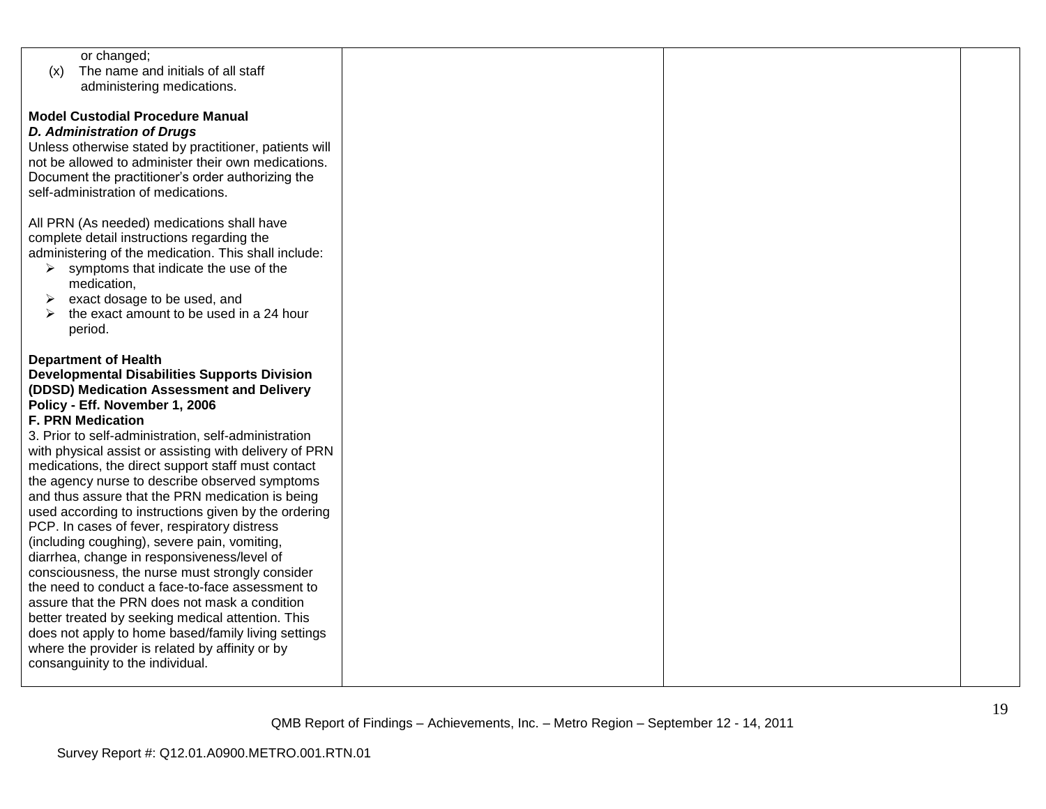| | | | |
|---|---|---|---|
| or changed;<br>(x) The name and initials of all staff administering medications.<br><br>**Model Custodial Procedure Manual**<br>***D. Administration of Drugs***<br>Unless otherwise stated by practitioner, patients will not be allowed to administer their own medications. Document the practitioner's order authorizing the self-administration of medications.<br><br>All PRN (As needed) medications shall have complete detail instructions regarding the administering of the medication. This shall include:<br>➢ symptoms that indicate the use of the medication,<br>➢ exact dosage to be used, and<br>➢ the exact amount to be used in a 24 hour period.<br><br>**Department of Health**<br>**Developmental Disabilities Supports Division (DDSD) Medication Assessment and Delivery Policy - Eff. November 1, 2006**<br>**F. PRN Medication**<br>3. Prior to self-administration, self-administration with physical assist or assisting with delivery of PRN medications, the direct support staff must contact the agency nurse to describe observed symptoms and thus assure that the PRN medication is being used according to instructions given by the ordering PCP. In cases of fever, respiratory distress (including coughing), severe pain, vomiting, diarrhea, change in responsiveness/level of consciousness, the nurse must strongly consider the need to conduct a face-to-face assessment to assure that the PRN does not mask a condition better treated by seeking medical attention. This does not apply to home based/family living settings where the provider is related by affinity or by consanguinity to the individual. | | | |

QMB Report of Findings – Achievements, Inc. – Metro Region – September 12 - 14, 2011

Survey Report #: Q12.01.A0900.METRO.001.RTN.01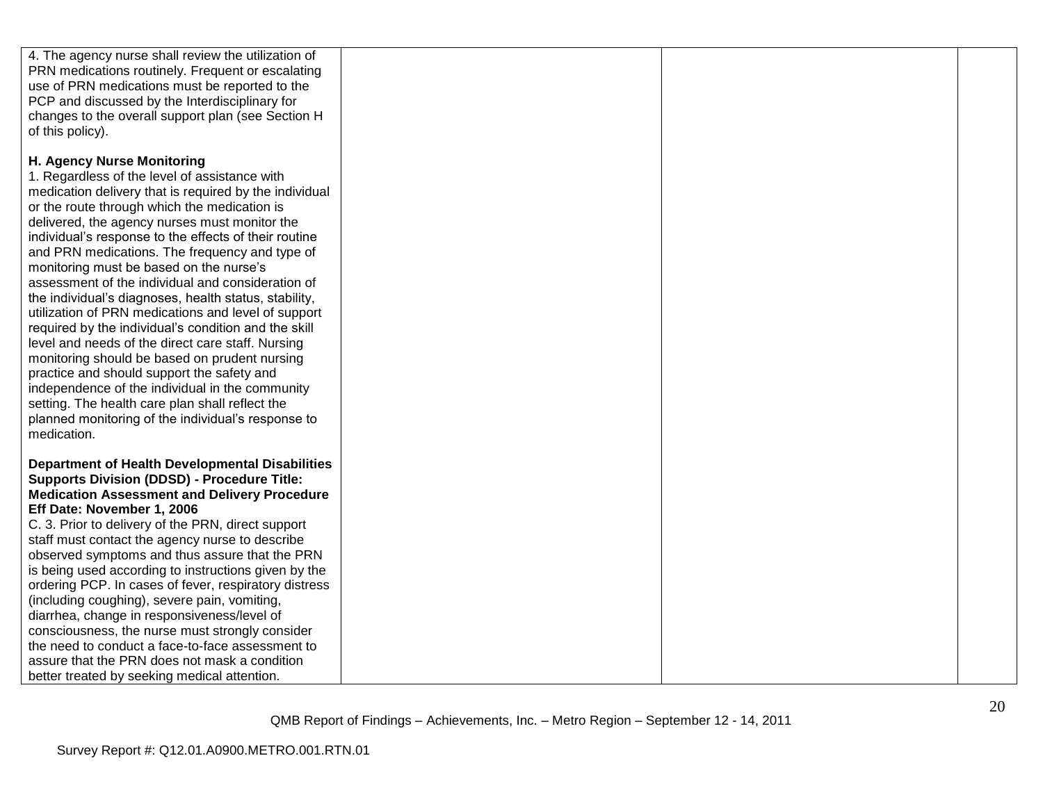| | | | |
|---|---|---|---|
| 4. The agency nurse shall review the utilization of PRN medications routinely. Frequent or escalating use of PRN medications must be reported to the PCP and discussed by the Interdisciplinary for changes to the overall support plan (see Section H of this policy).<br><br>**H. Agency Nurse Monitoring**<br>1. Regardless of the level of assistance with medication delivery that is required by the individual or the route through which the medication is delivered, the agency nurses must monitor the individual's response to the effects of their routine and PRN medications. The frequency and type of monitoring must be based on the nurse's assessment of the individual and consideration of the individual's diagnoses, health status, stability, utilization of PRN medications and level of support required by the individual's condition and the skill level and needs of the direct care staff. Nursing monitoring should be based on prudent nursing practice and should support the safety and independence of the individual in the community setting. The health care plan shall reflect the planned monitoring of the individual's response to medication.<br><br>**Department of Health Developmental Disabilities Supports Division (DDSD) - Procedure Title: Medication Assessment and Delivery Procedure Eff Date: November 1, 2006**<br>C. 3. Prior to delivery of the PRN, direct support staff must contact the agency nurse to describe observed symptoms and thus assure that the PRN is being used according to instructions given by the ordering PCP. In cases of fever, respiratory distress (including coughing), severe pain, vomiting, diarrhea, change in responsiveness/level of consciousness, the nurse must strongly consider the need to conduct a face-to-face assessment to assure that the PRN does not mask a condition better treated by seeking medical attention. | | | |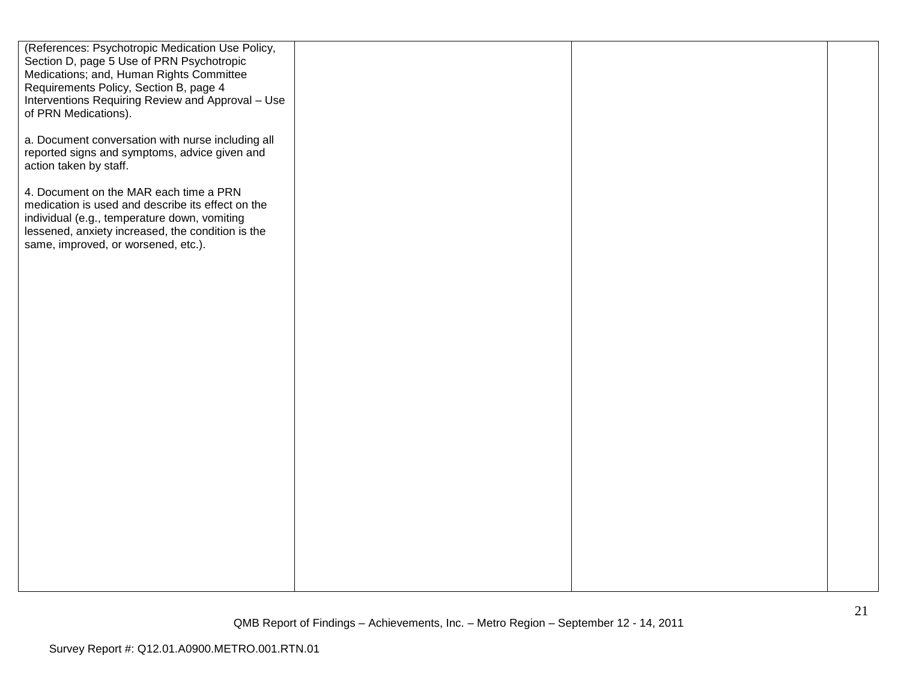| | | | |
|---|---|---|---|
| (References: Psychotropic Medication Use Policy, Section D, page 5 Use of PRN Psychotropic Medications; and, Human Rights Committee Requirements Policy, Section B, page 4 Interventions Requiring Review and Approval – Use of PRN Medications).<br><br>a. Document conversation with nurse including all reported signs and symptoms, advice given and action taken by staff.<br><br>4. Document on the MAR each time a PRN medication is used and describe its effect on the individual (e.g., temperature down, vomiting lessened, anxiety increased, the condition is the same, improved, or worsened, etc.). | | | |

QMB Report of Findings – Achievements, Inc. – Metro Region – September 12 - 14, 2011

Survey Report #: Q12.01.A0900.METRO.001.RTN.01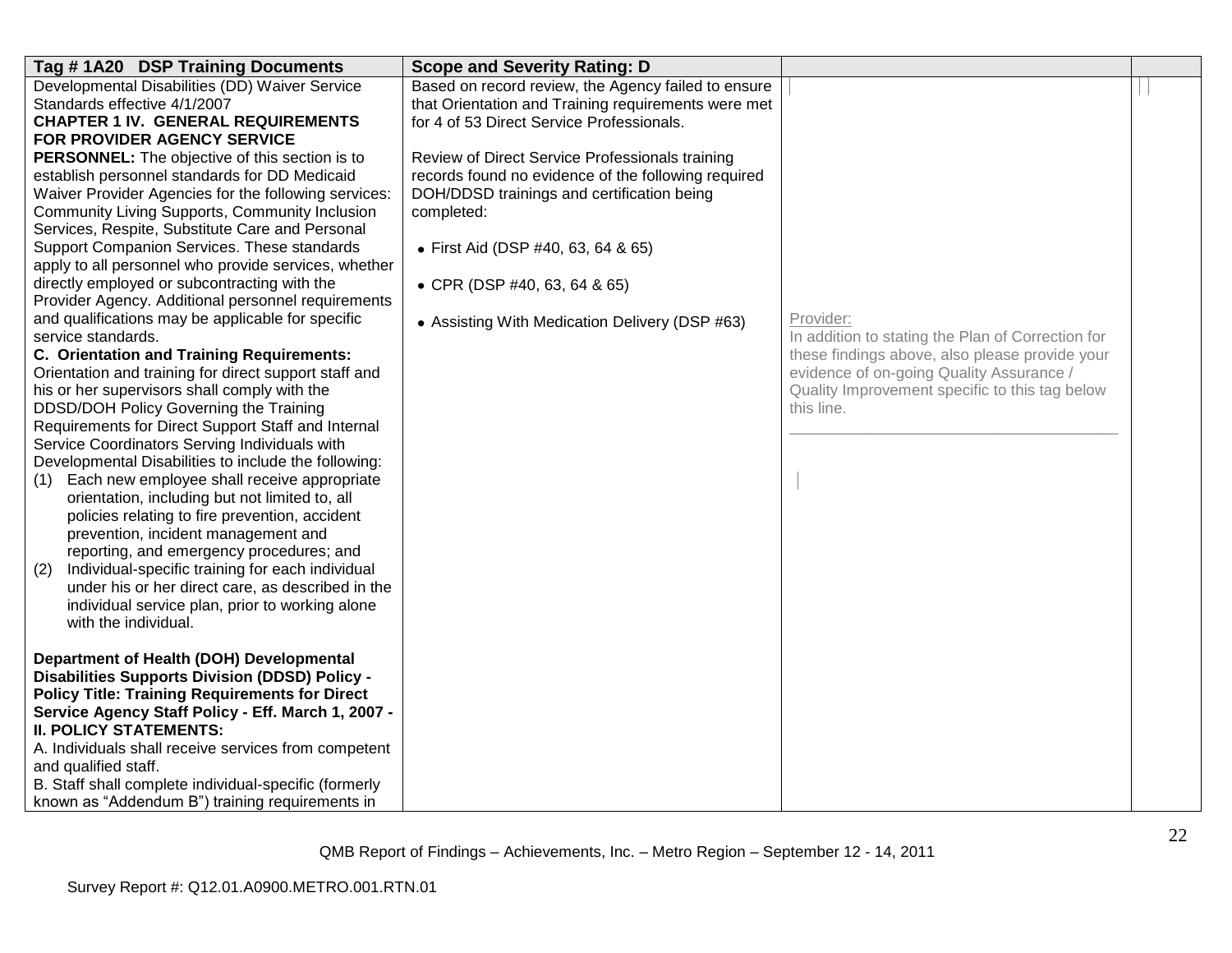| Tag # 1A20 DSP Training Documents | Scope and Severity Rating: D | | |
|---|---|---|---|
| Developmental Disabilities (DD) Waiver Service Standards effective 4/1/2007<br>**CHAPTER 1 IV. GENERAL REQUIREMENTS FOR PROVIDER AGENCY SERVICE PERSONNEL:** The objective of this section is to establish personnel standards for DD Medicaid Waiver Provider Agencies for the following services: Community Living Supports, Community Inclusion Services, Respite, Substitute Care and Personal Support Companion Services. These standards apply to all personnel who provide services, whether directly employed or subcontracting with the Provider Agency. Additional personnel requirements and qualifications may be applicable for specific service standards.<br>**C. Orientation and Training Requirements:** Orientation and training for direct support staff and his or her supervisors shall comply with the DDSD/DOH Policy Governing the Training Requirements for Direct Support Staff and Internal Service Coordinators Serving Individuals with Developmental Disabilities to include the following:<br>(1) Each new employee shall receive appropriate orientation, including but not limited to, all policies relating to fire prevention, accident prevention, incident management and reporting, and emergency procedures; and<br>(2) Individual-specific training for each individual under his or her direct care, as described in the individual service plan, prior to working alone with the individual.<br><br>**Department of Health (DOH) Developmental Disabilities Supports Division (DDSD) Policy - Policy Title: Training Requirements for Direct Service Agency Staff Policy - Eff. March 1, 2007 - II. POLICY STATEMENTS:**<br>A. Individuals shall receive services from competent and qualified staff.<br>B. Staff shall complete individual-specific (formerly known as "Addendum B") training requirements in | Based on record review, the Agency failed to ensure that Orientation and Training requirements were met for 4 of 53 Direct Service Professionals.<br><br>Review of Direct Service Professionals training records found no evidence of the following required DOH/DDSD trainings and certification being completed:<br><br>• First Aid (DSP #40, 63, 64 & 65)<br><br>• CPR (DSP #40, 63, 64 & 65)<br><br>• Assisting With Medication Delivery (DSP #63) | Provider:<br>In addition to stating the Plan of Correction for these findings above, also please provide your evidence of on-going Quality Assurance / Quality Improvement specific to this tag below this line.<br>\_\_\_\_\_\_\_\_\_\_\_\_\_\_\_\_\_\_\_\_\_\_\_\_\_\_\_\_\_\_\_\_\_\_\_\_ | |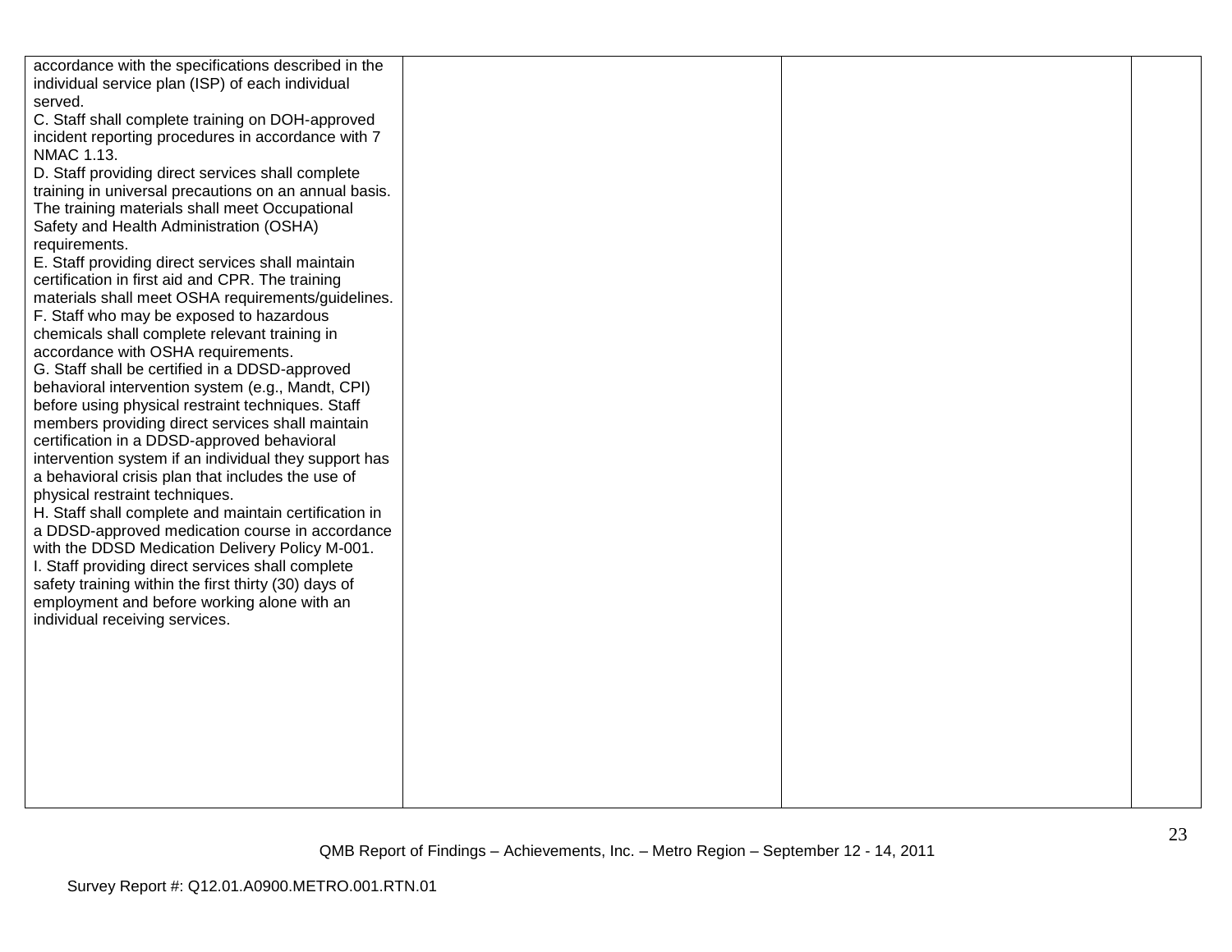| | | | |
|---|---|---|---|
| accordance with the specifications described in the individual service plan (ISP) of each individual served.<br>C. Staff shall complete training on DOH-approved incident reporting procedures in accordance with 7 NMAC 1.13.<br>D. Staff providing direct services shall complete training in universal precautions on an annual basis. The training materials shall meet Occupational Safety and Health Administration (OSHA) requirements.<br>E. Staff providing direct services shall maintain certification in first aid and CPR. The training materials shall meet OSHA requirements/guidelines.<br>F. Staff who may be exposed to hazardous chemicals shall complete relevant training in accordance with OSHA requirements.<br>G. Staff shall be certified in a DDSD-approved behavioral intervention system (e.g., Mandt, CPI) before using physical restraint techniques. Staff members providing direct services shall maintain certification in a DDSD-approved behavioral intervention system if an individual they support has a behavioral crisis plan that includes the use of physical restraint techniques.<br>H. Staff shall complete and maintain certification in a DDSD-approved medication course in accordance with the DDSD Medication Delivery Policy M-001.<br>I. Staff providing direct services shall complete safety training within the first thirty (30) days of employment and before working alone with an individual receiving services. | | | |

QMB Report of Findings – Achievements, Inc. – Metro Region – September 12 - 14, 2011

Survey Report #: Q12.01.A0900.METRO.001.RTN.01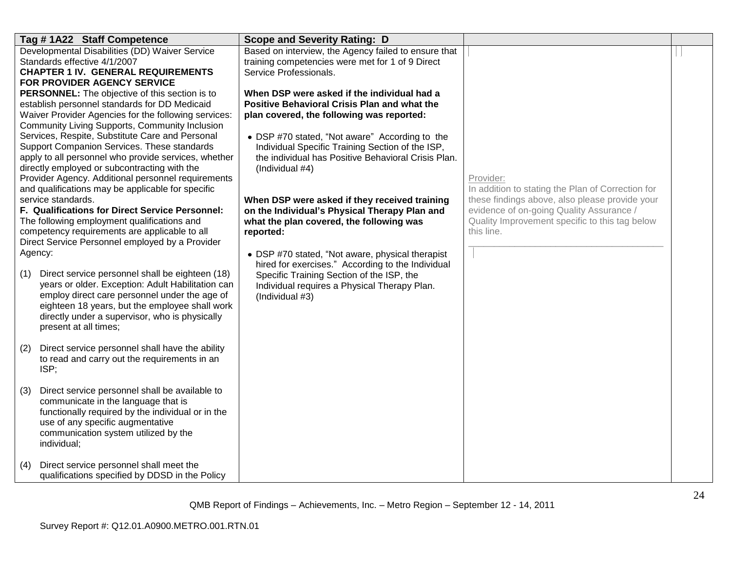| Tag # 1A22 Staff Competence | Scope and Severity Rating: D | | |
|---|---|---|---|
| Developmental Disabilities (DD) Waiver Service Standards effective 4/1/2007<br>**CHAPTER 1 IV. GENERAL REQUIREMENTS FOR PROVIDER AGENCY SERVICE PERSONNEL:** The objective of this section is to establish personnel standards for DD Medicaid Waiver Provider Agencies for the following services: Community Living Supports, Community Inclusion Services, Respite, Substitute Care and Personal Support Companion Services. These standards apply to all personnel who provide services, whether directly employed or subcontracting with the Provider Agency. Additional personnel requirements and qualifications may be applicable for specific service standards.<br>**F. Qualifications for Direct Service Personnel:** The following employment qualifications and competency requirements are applicable to all Direct Service Personnel employed by a Provider Agency:<br><br>(1) Direct service personnel shall be eighteen (18) years or older. Exception: Adult Habilitation can employ direct care personnel under the age of eighteen 18 years, but the employee shall work directly under a supervisor, who is physically present at all times;<br><br>(2) Direct service personnel shall have the ability to read and carry out the requirements in an ISP;<br><br>(3) Direct service personnel shall be available to communicate in the language that is functionally required by the individual or in the use of any specific augmentative communication system utilized by the individual;<br><br>(4) Direct service personnel shall meet the qualifications specified by DDSD in the Policy | Based on interview, the Agency failed to ensure that training competencies were met for 1 of 9 Direct Service Professionals.<br><br>**When DSP were asked if the individual had a Positive Behavioral Crisis Plan and what the plan covered, the following was reported:**<br><br>• DSP #70 stated, "Not aware" According to the Individual Specific Training Section of the ISP, the individual has Positive Behavioral Crisis Plan. (Individual #4)<br><br>**When DSP were asked if they received training on the Individual's Physical Therapy Plan and what the plan covered, the following was reported:**<br><br>• DSP #70 stated, "Not aware, physical therapist hired for exercises." According to the Individual Specific Training Section of the ISP, the Individual requires a Physical Therapy Plan. (Individual #3) | Provider:<br>In addition to stating the Plan of Correction for these findings above, also please provide your evidence of on-going Quality Assurance / Quality Improvement specific to this tag below this line.<br>\_\_\_\_\_\_\_\_\_\_\_\_\_\_\_\_\_\_\_\_\_\_\_\_\_\_\_\_\_\_\_\_\_\_\_\_\_\_\_\_ | |

QMB Report of Findings – Achievements, Inc. – Metro Region – September 12 - 14, 2011

Survey Report #: Q12.01.A0900.METRO.001.RTN.01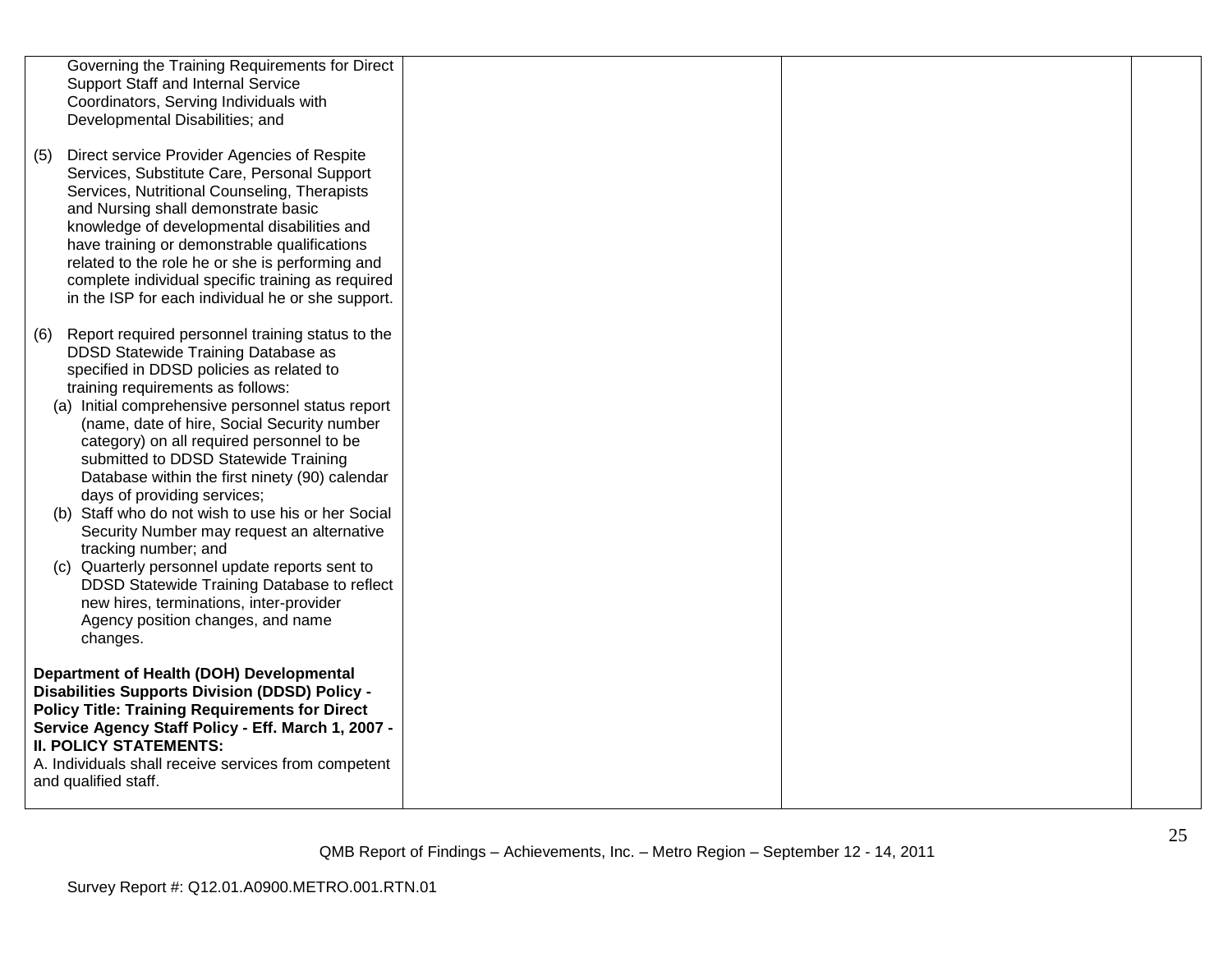| | | | |
|---|---|---|---|
| Governing the Training Requirements for Direct Support Staff and Internal Service Coordinators, Serving Individuals with Developmental Disabilities; and<br><br>(5) Direct service Provider Agencies of Respite Services, Substitute Care, Personal Support Services, Nutritional Counseling, Therapists and Nursing shall demonstrate basic knowledge of developmental disabilities and have training or demonstrable qualifications related to the role he or she is performing and complete individual specific training as required in the ISP for each individual he or she support.<br><br>(6) Report required personnel training status to the DDSD Statewide Training Database as specified in DDSD policies as related to training requirements as follows:<br>(a) Initial comprehensive personnel status report (name, date of hire, Social Security number category) on all required personnel to be submitted to DDSD Statewide Training Database within the first ninety (90) calendar days of providing services;<br>(b) Staff who do not wish to use his or her Social Security Number may request an alternative tracking number; and<br>(c) Quarterly personnel update reports sent to DDSD Statewide Training Database to reflect new hires, terminations, inter-provider Agency position changes, and name changes.<br><br>**Department of Health (DOH) Developmental Disabilities Supports Division (DDSD) Policy - Policy Title: Training Requirements for Direct Service Agency Staff Policy - Eff. March 1, 2007 - II. POLICY STATEMENTS:**<br>A. Individuals shall receive services from competent and qualified staff. | | | |

QMB Report of Findings – Achievements, Inc. – Metro Region – September 12 - 14, 2011

Survey Report #: Q12.01.A0900.METRO.001.RTN.01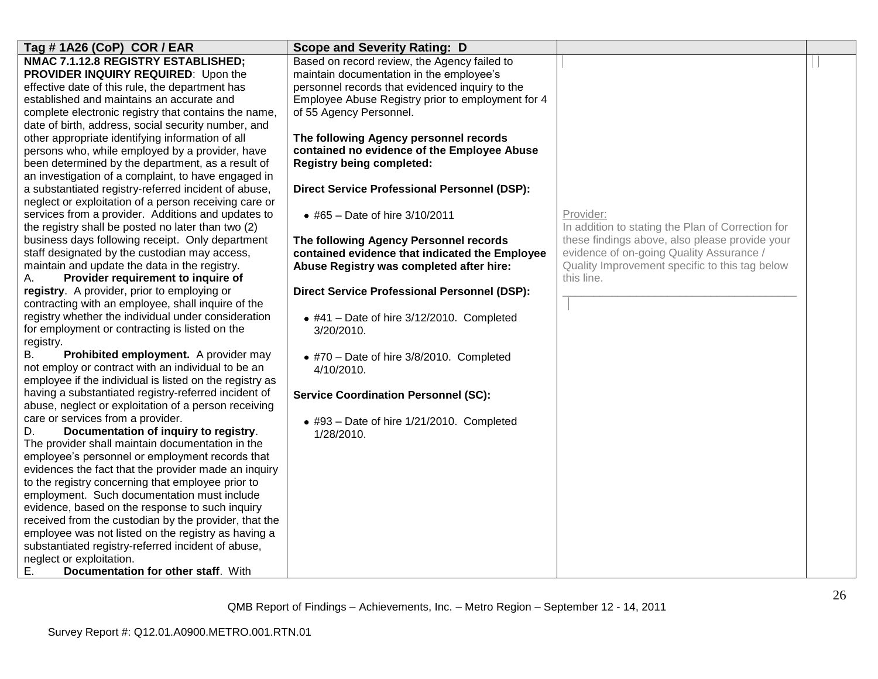| Tag # 1A26 (CoP) COR / EAR | Scope and Severity Rating: D | | |
|---|---|---|---|
| **NMAC 7.1.12.8 REGISTRY ESTABLISHED; PROVIDER INQUIRY REQUIRED**: Upon the effective date of this rule, the department has established and maintains an accurate and complete electronic registry that contains the name, date of birth, address, social security number, and other appropriate identifying information of all persons who, while employed by a provider, have been determined by the department, as a result of an investigation of a complaint, to have engaged in a substantiated registry-referred incident of abuse, neglect or exploitation of a person receiving care or services from a provider. Additions and updates to the registry shall be posted no later than two (2) business days following receipt. Only department staff designated by the custodian may access, maintain and update the data in the registry.<br>A. **Provider requirement to inquire of registry**. A provider, prior to employing or contracting with an employee, shall inquire of the registry whether the individual under consideration for employment or contracting is listed on the registry.<br>B. **Prohibited employment.** A provider may not employ or contract with an individual to be an employee if the individual is listed on the registry as having a substantiated registry-referred incident of abuse, neglect or exploitation of a person receiving care or services from a provider.<br>D. **Documentation of inquiry to registry**. The provider shall maintain documentation in the employee's personnel or employment records that evidences the fact that the provider made an inquiry to the registry concerning that employee prior to employment. Such documentation must include evidence, based on the response to such inquiry received from the custodian by the provider, that the employee was not listed on the registry as having a substantiated registry-referred incident of abuse, neglect or exploitation.<br>E. **Documentation for other staff**. With | Based on record review, the Agency failed to maintain documentation in the employee's personnel records that evidenced inquiry to the Employee Abuse Registry prior to employment for 4 of 55 Agency Personnel.<br><br>**The following Agency personnel records contained no evidence of the Employee Abuse Registry being completed:**<br><br>**Direct Service Professional Personnel (DSP):**<br><br>• #65 – Date of hire 3/10/2011<br><br>**The following Agency Personnel records contained evidence that indicated the Employee Abuse Registry was completed after hire:**<br><br>**Direct Service Professional Personnel (DSP):**<br><br>• #41 – Date of hire 3/12/2010. Completed 3/20/2010.<br><br>• #70 – Date of hire 3/8/2010. Completed 4/10/2010.<br><br>**Service Coordination Personnel (SC):**<br><br>• #93 – Date of hire 1/21/2010. Completed 1/28/2010. | Provider:<br>In addition to stating the Plan of Correction for these findings above, also please provide your evidence of on-going Quality Assurance / Quality Improvement specific to this tag below this line.<br>\_\_\_\_\_\_\_\_\_\_\_\_\_\_\_\_\_\_\_\_\_\_\_\_\_\_\_\_\_\_\_\_\_\_\_\_\_\_\_\_ | |

QMB Report of Findings – Achievements, Inc. – Metro Region – September 12 - 14, 2011

Survey Report #: Q12.01.A0900.METRO.001.RTN.01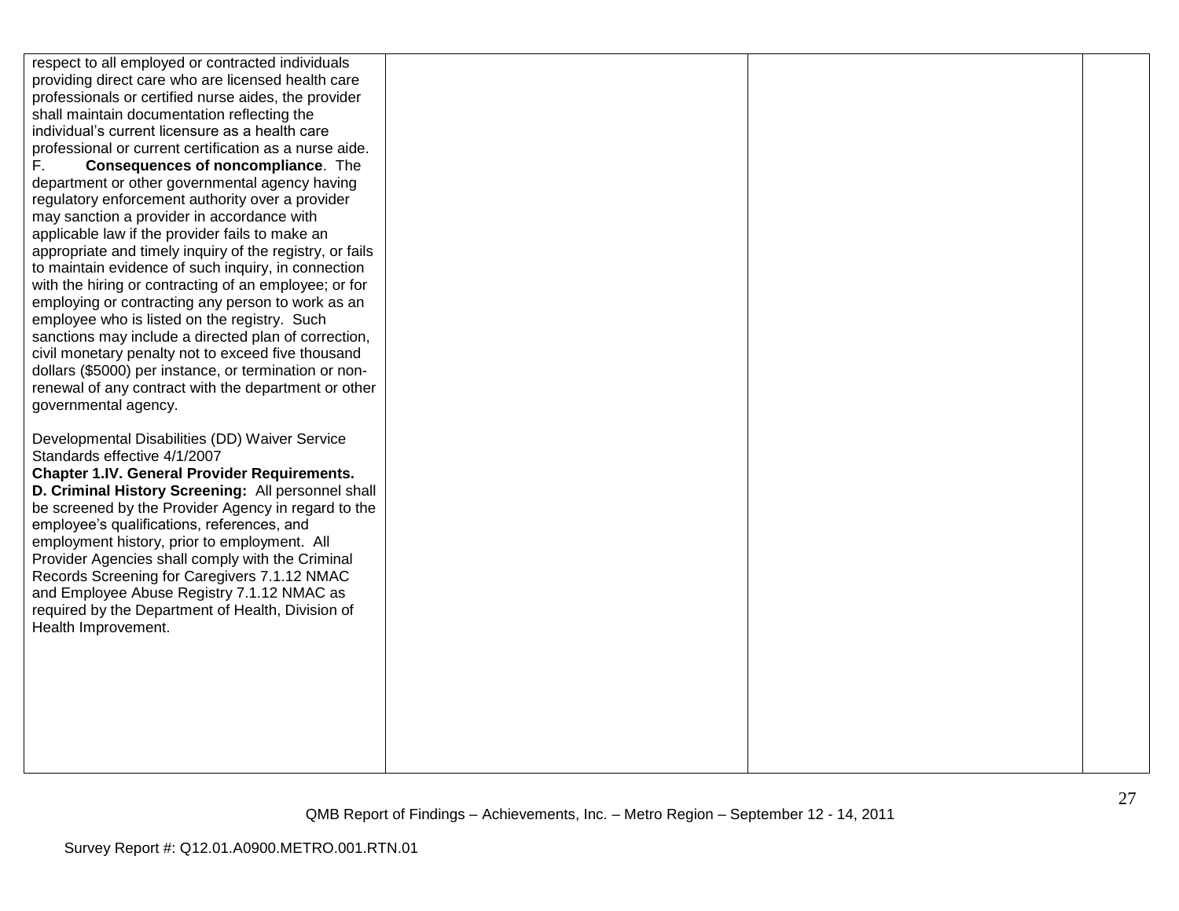| | | | |
|---|---|---|---|
| respect to all employed or contracted individuals providing direct care who are licensed health care professionals or certified nurse aides, the provider shall maintain documentation reflecting the individual's current licensure as a health care professional or current certification as a nurse aide.<br>F. **Consequences of noncompliance**. The department or other governmental agency having regulatory enforcement authority over a provider may sanction a provider in accordance with applicable law if the provider fails to make an appropriate and timely inquiry of the registry, or fails to maintain evidence of such inquiry, in connection with the hiring or contracting of an employee; or for employing or contracting any person to work as an employee who is listed on the registry. Such sanctions may include a directed plan of correction, civil monetary penalty not to exceed five thousand dollars ($5000) per instance, or termination or non-renewal of any contract with the department or other governmental agency.<br><br>Developmental Disabilities (DD) Waiver Service Standards effective 4/1/2007<br>**Chapter 1.IV. General Provider Requirements.**<br>**D. Criminal History Screening:** All personnel shall be screened by the Provider Agency in regard to the employee's qualifications, references, and employment history, prior to employment. All Provider Agencies shall comply with the Criminal Records Screening for Caregivers 7.1.12 NMAC and Employee Abuse Registry 7.1.12 NMAC as required by the Department of Health, Division of Health Improvement. | | | |

QMB Report of Findings – Achievements, Inc. – Metro Region – September 12 - 14, 2011

Survey Report #: Q12.01.A0900.METRO.001.RTN.01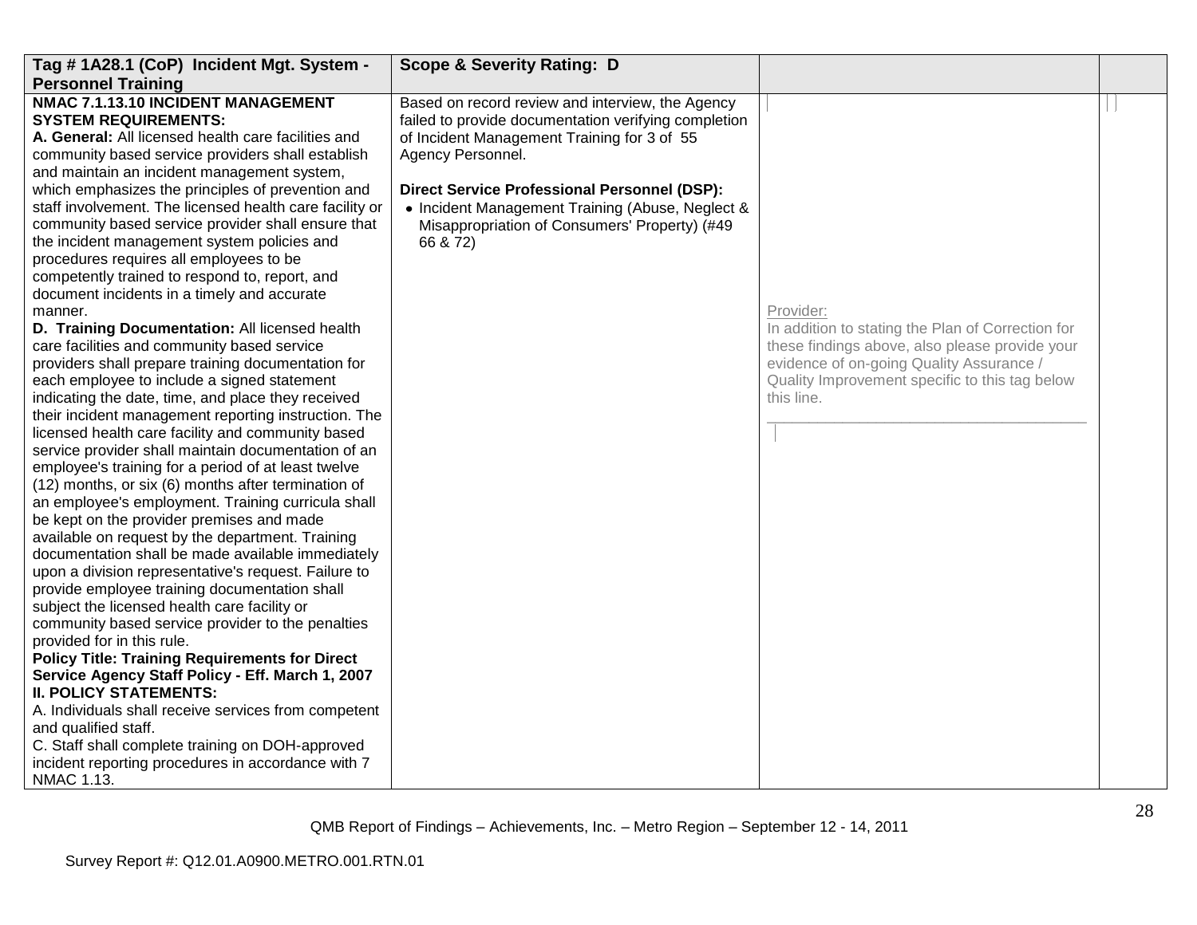| Tag # 1A28.1 (CoP) Incident Mgt. System - Personnel Training | Scope & Severity Rating: D | | |
|---|---|---|---|
| **NMAC 7.1.13.10 INCIDENT MANAGEMENT SYSTEM REQUIREMENTS:**<br>**A. General:** All licensed health care facilities and community based service providers shall establish and maintain an incident management system, which emphasizes the principles of prevention and staff involvement. The licensed health care facility or community based service provider shall ensure that the incident management system policies and procedures requires all employees to be competently trained to respond to, report, and document incidents in a timely and accurate manner.<br>**D. Training Documentation:** All licensed health care facilities and community based service providers shall prepare training documentation for each employee to include a signed statement indicating the date, time, and place they received their incident management reporting instruction. The licensed health care facility and community based service provider shall maintain documentation of an employee's training for a period of at least twelve (12) months, or six (6) months after termination of an employee's employment. Training curricula shall be kept on the provider premises and made available on request by the department. Training documentation shall be made available immediately upon a division representative's request. Failure to provide employee training documentation shall subject the licensed health care facility or community based service provider to the penalties provided for in this rule.<br>**Policy Title: Training Requirements for Direct Service Agency Staff Policy - Eff. March 1, 2007**<br>**II. POLICY STATEMENTS:**<br>A. Individuals shall receive services from competent and qualified staff.<br>C. Staff shall complete training on DOH-approved incident reporting procedures in accordance with 7 NMAC 1.13. | Based on record review and interview, the Agency failed to provide documentation verifying completion of Incident Management Training for 3 of 55 Agency Personnel.<br><br>**Direct Service Professional Personnel (DSP):**<br>• Incident Management Training (Abuse, Neglect & Misappropriation of Consumers' Property) (#49 66 & 72) | Provider:<br>In addition to stating the Plan of Correction for these findings above, also please provide your evidence of on-going Quality Assurance / Quality Improvement specific to this tag below this line.<br>\_\_\_\_\_\_\_\_\_\_\_\_\_\_\_\_\_\_\_\_\_\_\_\_\_\_\_\_\_\_\_\_\_\_\_\_\_\_\_\_ | |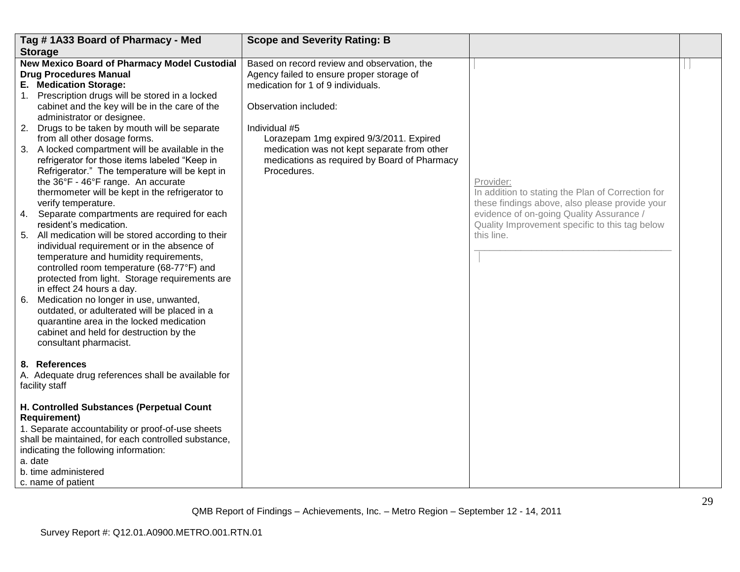| Tag # 1A33 Board of Pharmacy - Med Storage | Scope and Severity Rating: B | | |
|---|---|---|---|
| **New Mexico Board of Pharmacy Model Custodial Drug Procedures Manual**<br>**E. Medication Storage:**<br>1. Prescription drugs will be stored in a locked cabinet and the key will be in the care of the administrator or designee.<br>2. Drugs to be taken by mouth will be separate from all other dosage forms.<br>3. A locked compartment will be available in the refrigerator for those items labeled "Keep in Refrigerator." The temperature will be kept in the 36°F - 46°F range. An accurate thermometer will be kept in the refrigerator to verify temperature.<br>4. Separate compartments are required for each resident's medication.<br>5. All medication will be stored according to their individual requirement or in the absence of temperature and humidity requirements, controlled room temperature (68-77°F) and protected from light. Storage requirements are in effect 24 hours a day.<br>6. Medication no longer in use, unwanted, outdated, or adulterated will be placed in a quarantine area in the locked medication cabinet and held for destruction by the consultant pharmacist.<br><br>**8. References**<br>A. Adequate drug references shall be available for facility staff<br><br>**H. Controlled Substances (Perpetual Count Requirement)**<br>1. Separate accountability or proof-of-use sheets shall be maintained, for each controlled substance, indicating the following information:<br>a. date<br>b. time administered<br>c. name of patient | Based on record review and observation, the Agency failed to ensure proper storage of medication for 1 of 9 individuals.<br><br>Observation included:<br><br>Individual #5<br>Lorazepam 1mg expired 9/3/2011. Expired medication was not kept separate from other medications as required by Board of Pharmacy Procedures. | Provider:<br>In addition to stating the Plan of Correction for these findings above, also please provide your evidence of on-going Quality Assurance / Quality Improvement specific to this tag below this line.<br>\_\_\_\_\_\_\_\_\_\_\_\_\_\_\_\_\_\_\_\_\_\_\_\_\_\_\_\_\_\_\_\_\_\_\_\_\_\_\_\_ | |

QMB Report of Findings – Achievements, Inc. – Metro Region – September 12 - 14, 2011

Survey Report #: Q12.01.A0900.METRO.001.RTN.01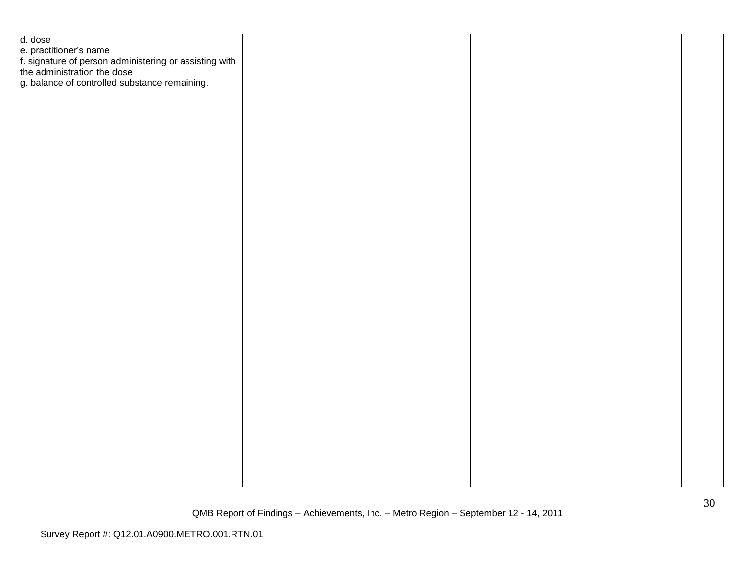| | | | |
|---|---|---|---|
| d. dose<br>e. practitioner's name<br>f. signature of person administering or assisting with the administration the dose<br>g. balance of controlled substance remaining. | | | |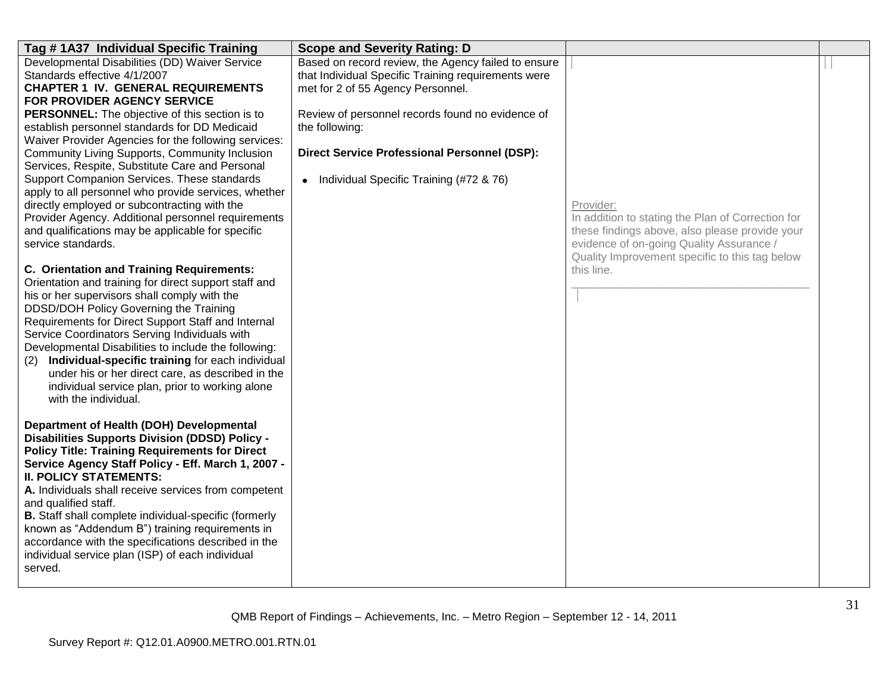| Tag # 1A37 Individual Specific Training | Scope and Severity Rating: D | | |
|---|---|---|---|
| Developmental Disabilities (DD) Waiver Service Standards effective 4/1/2007<br>**CHAPTER 1 IV. GENERAL REQUIREMENTS FOR PROVIDER AGENCY SERVICE PERSONNEL:** The objective of this section is to establish personnel standards for DD Medicaid Waiver Provider Agencies for the following services: Community Living Supports, Community Inclusion Services, Respite, Substitute Care and Personal Support Companion Services. These standards apply to all personnel who provide services, whether directly employed or subcontracting with the Provider Agency. Additional personnel requirements and qualifications may be applicable for specific service standards.<br><br>**C. Orientation and Training Requirements:** Orientation and training for direct support staff and his or her supervisors shall comply with the DDSD/DOH Policy Governing the Training Requirements for Direct Support Staff and Internal Service Coordinators Serving Individuals with Developmental Disabilities to include the following:<br>(2) **Individual-specific training** for each individual under his or her direct care, as described in the individual service plan, prior to working alone with the individual.<br><br>**Department of Health (DOH) Developmental Disabilities Supports Division (DDSD) Policy - Policy Title: Training Requirements for Direct Service Agency Staff Policy - Eff. March 1, 2007 - II. POLICY STATEMENTS:**<br>**A.** Individuals shall receive services from competent and qualified staff.<br>**B.** Staff shall complete individual-specific (formerly known as "Addendum B") training requirements in accordance with the specifications described in the individual service plan (ISP) of each individual served. | Based on record review, the Agency failed to ensure that Individual Specific Training requirements were met for 2 of 55 Agency Personnel.<br><br>Review of personnel records found no evidence of the following:<br><br>**Direct Service Professional Personnel (DSP):**<br><br>• Individual Specific Training (#72 & 76) | Provider:<br>In addition to stating the Plan of Correction for these findings above, also please provide your evidence of on-going Quality Assurance / Quality Improvement specific to this tag below this line.<br>\_\_\_\_\_\_\_\_\_\_\_\_\_\_\_\_\_\_\_\_\_\_\_\_\_\_\_\_\_\_\_\_\_\_\_\_\_\_ | |

QMB Report of Findings – Achievements, Inc. – Metro Region – September 12 - 14, 2011

Survey Report #: Q12.01.A0900.METRO.001.RTN.01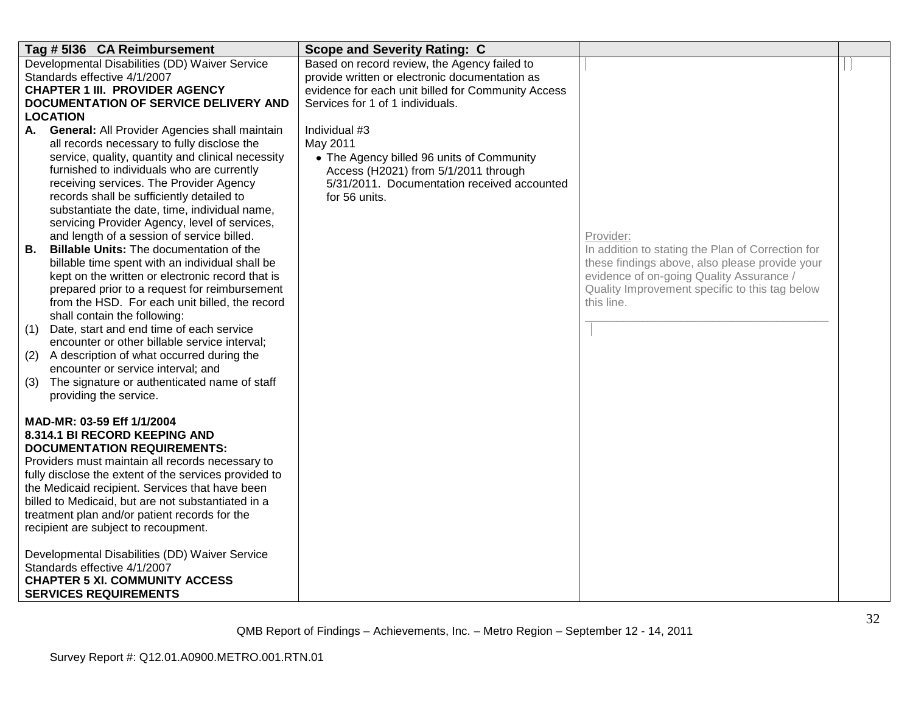| Tag # 5I36 CA Reimbursement | Scope and Severity Rating: C | | |
|---|---|---|---|
| Developmental Disabilities (DD) Waiver Service Standards effective 4/1/2007<br>**CHAPTER 1 III. PROVIDER AGENCY DOCUMENTATION OF SERVICE DELIVERY AND LOCATION**<br>**A. General:** All Provider Agencies shall maintain all records necessary to fully disclose the service, quality, quantity and clinical necessity furnished to individuals who are currently receiving services. The Provider Agency records shall be sufficiently detailed to substantiate the date, time, individual name, servicing Provider Agency, level of services, and length of a session of service billed.<br>**B. Billable Units:** The documentation of the billable time spent with an individual shall be kept on the written or electronic record that is prepared prior to a request for reimbursement from the HSD. For each unit billed, the record shall contain the following:<br>(1) Date, start and end time of each service encounter or other billable service interval;<br>(2) A description of what occurred during the encounter or service interval; and<br>(3) The signature or authenticated name of staff providing the service.<br><br>**MAD-MR: 03-59 Eff 1/1/2004**<br>**8.314.1 BI RECORD KEEPING AND DOCUMENTATION REQUIREMENTS:**<br>Providers must maintain all records necessary to fully disclose the extent of the services provided to the Medicaid recipient. Services that have been billed to Medicaid, but are not substantiated in a treatment plan and/or patient records for the recipient are subject to recoupment.<br><br>Developmental Disabilities (DD) Waiver Service Standards effective 4/1/2007<br>**CHAPTER 5 XI. COMMUNITY ACCESS SERVICES REQUIREMENTS** | Based on record review, the Agency failed to provide written or electronic documentation as evidence for each unit billed for Community Access Services for 1 of 1 individuals.<br><br>Individual #3<br>May 2011<br>• The Agency billed 96 units of Community Access (H2021) from 5/1/2011 through 5/31/2011. Documentation received accounted for 56 units. | Provider:<br>In addition to stating the Plan of Correction for these findings above, also please provide your evidence of on-going Quality Assurance / Quality Improvement specific to this tag below this line.<br>______________________________________ | |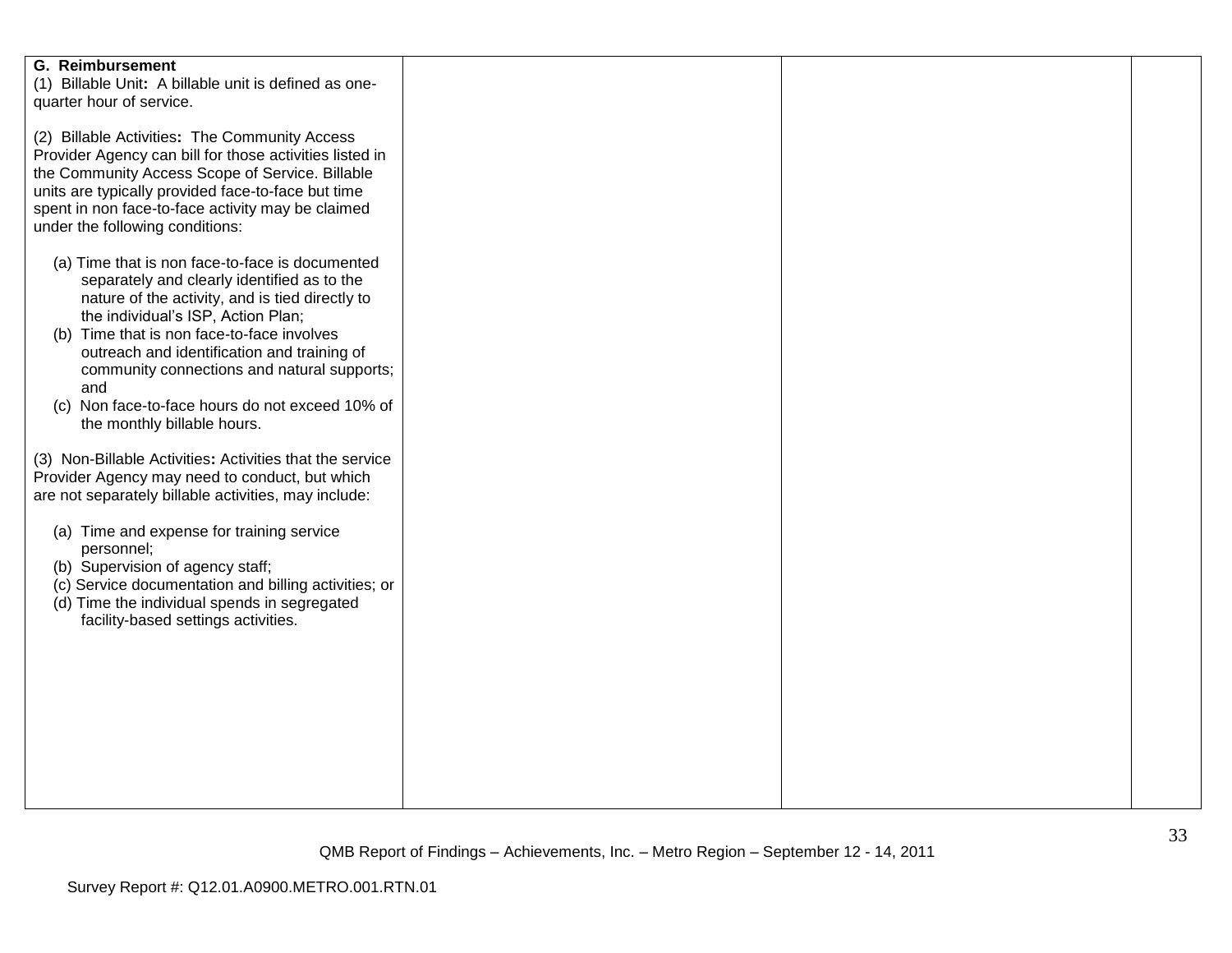| G. Reimbursement<br>(1) Billable Unit**:** A billable unit is defined as one-quarter hour of service.<br><br>(2) Billable Activities**:** The Community Access Provider Agency can bill for those activities listed in the Community Access Scope of Service. Billable units are typically provided face-to-face but time spent in non face-to-face activity may be claimed under the following conditions:<br><br>(a) Time that is non face-to-face is documented separately and clearly identified as to the nature of the activity, and is tied directly to the individual's ISP, Action Plan;<br>(b) Time that is non face-to-face involves outreach and identification and training of community connections and natural supports; and<br>(c) Non face-to-face hours do not exceed 10% of the monthly billable hours.<br><br>(3) Non-Billable Activities**:** Activities that the service Provider Agency may need to conduct, but which are not separately billable activities, may include:<br><br>(a) Time and expense for training service personnel;<br>(b) Supervision of agency staff;<br>(c) Service documentation and billing activities; or<br>(d) Time the individual spends in segregated facility-based settings activities. | | | |
|---|---|---|---|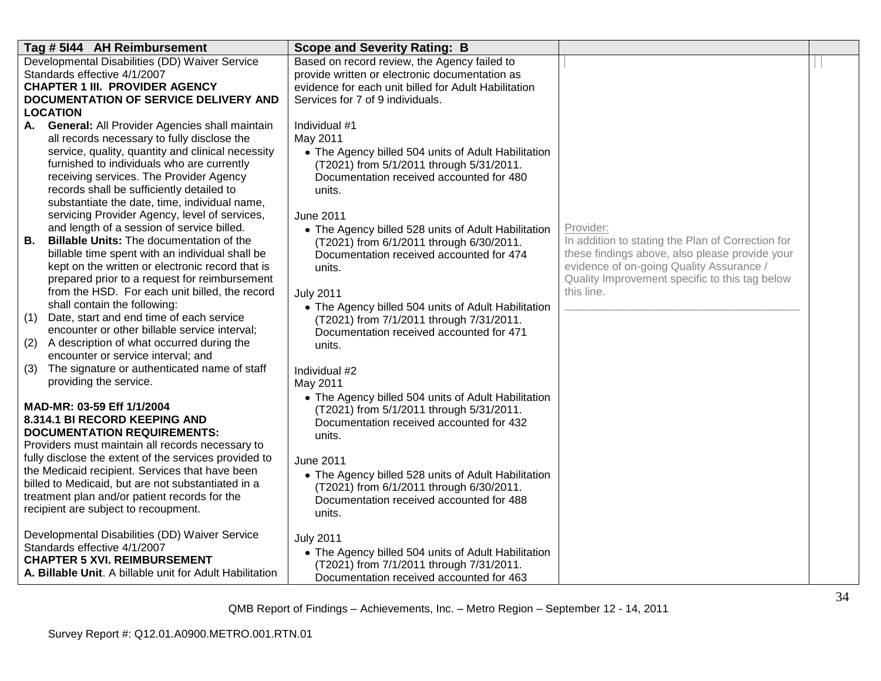| Tag # 5I44 AH Reimbursement | Scope and Severity Rating: B | | |
|---|---|---|---|
| Developmental Disabilities (DD) Waiver Service Standards effective 4/1/2007<br>**CHAPTER 1 III. PROVIDER AGENCY DOCUMENTATION OF SERVICE DELIVERY AND LOCATION**<br>**A. General:** All Provider Agencies shall maintain all records necessary to fully disclose the service, quality, quantity and clinical necessity furnished to individuals who are currently receiving services. The Provider Agency records shall be sufficiently detailed to substantiate the date, time, individual name, servicing Provider Agency, level of services, and length of a session of service billed.<br>**B. Billable Units:** The documentation of the billable time spent with an individual shall be kept on the written or electronic record that is prepared prior to a request for reimbursement from the HSD. For each unit billed, the record shall contain the following:<br>(1) Date, start and end time of each service encounter or other billable service interval;<br>(2) A description of what occurred during the encounter or service interval; and<br>(3) The signature or authenticated name of staff providing the service.<br><br>**MAD-MR: 03-59 Eff 1/1/2004**<br>**8.314.1 BI RECORD KEEPING AND DOCUMENTATION REQUIREMENTS:**<br>Providers must maintain all records necessary to fully disclose the extent of the services provided to the Medicaid recipient. Services that have been billed to Medicaid, but are not substantiated in a treatment plan and/or patient records for the recipient are subject to recoupment.<br><br>Developmental Disabilities (DD) Waiver Service Standards effective 4/1/2007<br>**CHAPTER 5 XVI. REIMBURSEMENT**<br>**A. Billable Unit**. A billable unit for Adult Habilitation | Based on record review, the Agency failed to provide written or electronic documentation as evidence for each unit billed for Adult Habilitation Services for 7 of 9 individuals.<br><br>Individual #1<br>May 2011<br>• The Agency billed 504 units of Adult Habilitation (T2021) from 5/1/2011 through 5/31/2011. Documentation received accounted for 480 units.<br><br>June 2011<br>• The Agency billed 528 units of Adult Habilitation (T2021) from 6/1/2011 through 6/30/2011. Documentation received accounted for 474 units.<br><br>July 2011<br>• The Agency billed 504 units of Adult Habilitation (T2021) from 7/1/2011 through 7/31/2011. Documentation received accounted for 471 units.<br><br>Individual #2<br>May 2011<br>• The Agency billed 504 units of Adult Habilitation (T2021) from 5/1/2011 through 5/31/2011. Documentation received accounted for 432 units.<br><br>June 2011<br>• The Agency billed 528 units of Adult Habilitation (T2021) from 6/1/2011 through 6/30/2011. Documentation received accounted for 488 units.<br><br>July 2011<br>• The Agency billed 504 units of Adult Habilitation (T2021) from 7/1/2011 through 7/31/2011. Documentation received accounted for 463 | Provider:<br>In addition to stating the Plan of Correction for these findings above, also please provide your evidence of on-going Quality Assurance / Quality Improvement specific to this tag below this line.<br>\_\_\_\_\_\_\_\_\_\_\_\_\_\_\_\_\_\_\_\_\_\_\_\_\_\_\_\_\_\_\_\_\_\_\_\_\_\_ | |

QMB Report of Findings – Achievements, Inc. – Metro Region – September 12 - 14, 2011

Survey Report #: Q12.01.A0900.METRO.001.RTN.01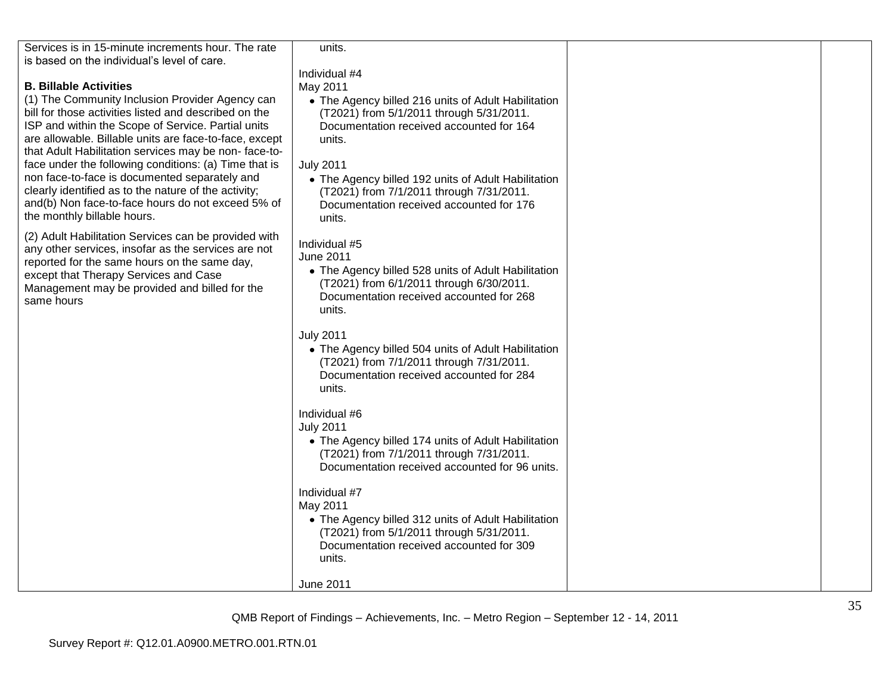| | | | |
|---|---|---|---|
| Services is in 15-minute increments hour. The rate is based on the individual's level of care.<br><br>**B. Billable Activities**<br>(1) The Community Inclusion Provider Agency can bill for those activities listed and described on the ISP and within the Scope of Service. Partial units are allowable. Billable units are face-to-face, except that Adult Habilitation services may be non- face-to-face under the following conditions: (a) Time that is non face-to-face is documented separately and clearly identified as to the nature of the activity; and(b) Non face-to-face hours do not exceed 5% of the monthly billable hours.<br><br>(2) Adult Habilitation Services can be provided with any other services, insofar as the services are not reported for the same hours on the same day, except that Therapy Services and Case Management may be provided and billed for the same hours | units.<br><br>Individual #4<br>May 2011<br>• The Agency billed 216 units of Adult Habilitation (T2021) from 5/1/2011 through 5/31/2011. Documentation received accounted for 164 units.<br><br>July 2011<br>• The Agency billed 192 units of Adult Habilitation (T2021) from 7/1/2011 through 7/31/2011. Documentation received accounted for 176 units.<br><br>Individual #5<br>June 2011<br>• The Agency billed 528 units of Adult Habilitation (T2021) from 6/1/2011 through 6/30/2011. Documentation received accounted for 268 units.<br><br>July 2011<br>• The Agency billed 504 units of Adult Habilitation (T2021) from 7/1/2011 through 7/31/2011. Documentation received accounted for 284 units.<br><br>Individual #6<br>July 2011<br>• The Agency billed 174 units of Adult Habilitation (T2021) from 7/1/2011 through 7/31/2011. Documentation received accounted for 96 units.<br><br>Individual #7<br>May 2011<br>• The Agency billed 312 units of Adult Habilitation (T2021) from 5/1/2011 through 5/31/2011. Documentation received accounted for 309 units.<br><br>June 2011 | | |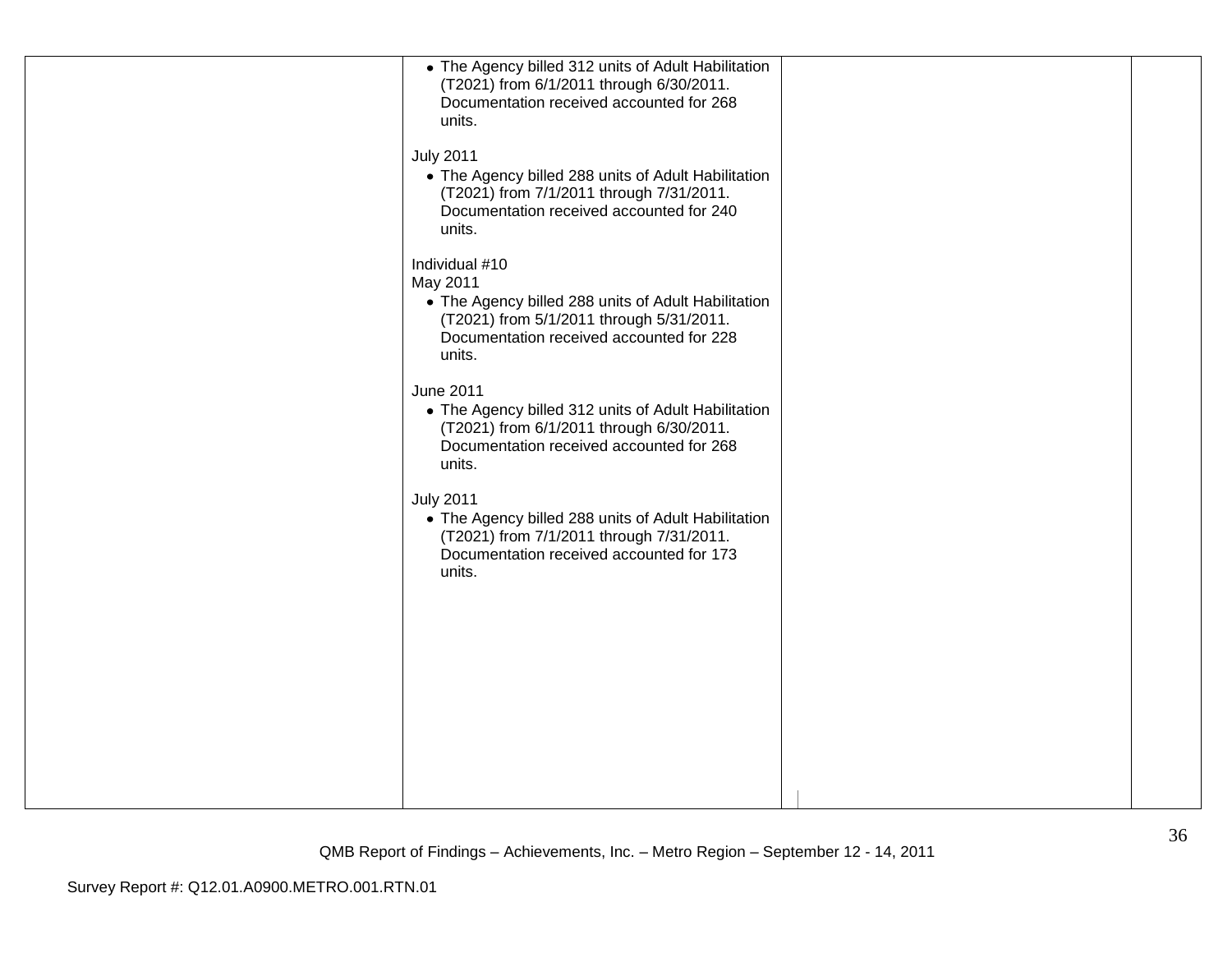| | | | |
|---|---|---|---|
| | • The Agency billed 312 units of Adult Habilitation (T2021) from 6/1/2011 through 6/30/2011. Documentation received accounted for 268 units.<br><br>July 2011<br>• The Agency billed 288 units of Adult Habilitation (T2021) from 7/1/2011 through 7/31/2011. Documentation received accounted for 240 units.<br><br>Individual #10<br>May 2011<br>• The Agency billed 288 units of Adult Habilitation (T2021) from 5/1/2011 through 5/31/2011. Documentation received accounted for 228 units.<br><br>June 2011<br>• The Agency billed 312 units of Adult Habilitation (T2021) from 6/1/2011 through 6/30/2011. Documentation received accounted for 268 units.<br><br>July 2011<br>• The Agency billed 288 units of Adult Habilitation (T2021) from 7/1/2011 through 7/31/2011. Documentation received accounted for 173 units. | | |

QMB Report of Findings – Achievements, Inc. – Metro Region – September 12 - 14, 2011

Survey Report #: Q12.01.A0900.METRO.001.RTN.01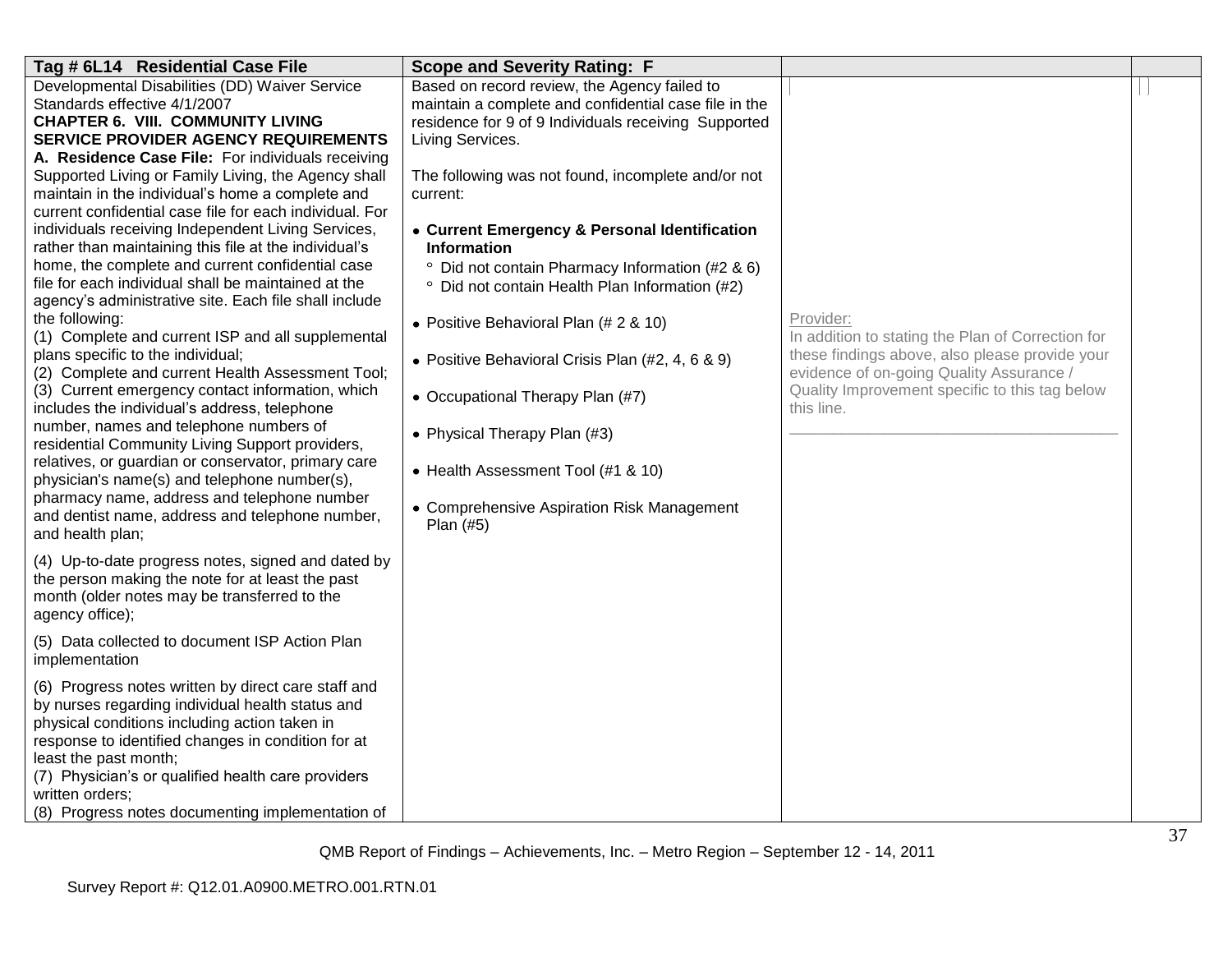| Tag # 6L14 Residential Case File | Scope and Severity Rating: F | | |
|---|---|---|---|
| Developmental Disabilities (DD) Waiver Service Standards effective 4/1/2007<br>**CHAPTER 6. VIII. COMMUNITY LIVING SERVICE PROVIDER AGENCY REQUIREMENTS**<br>**A. Residence Case File:** For individuals receiving Supported Living or Family Living, the Agency shall maintain in the individual's home a complete and current confidential case file for each individual. For individuals receiving Independent Living Services, rather than maintaining this file at the individual's home, the complete and current confidential case file for each individual shall be maintained at the agency's administrative site. Each file shall include the following:<br>(1) Complete and current ISP and all supplemental plans specific to the individual;<br>(2) Complete and current Health Assessment Tool;<br>(3) Current emergency contact information, which includes the individual's address, telephone number, names and telephone numbers of residential Community Living Support providers, relatives, or guardian or conservator, primary care physician's name(s) and telephone number(s), pharmacy name, address and telephone number and dentist name, address and telephone number, and health plan;<br>(4) Up-to-date progress notes, signed and dated by the person making the note for at least the past month (older notes may be transferred to the agency office);<br>(5) Data collected to document ISP Action Plan implementation<br>(6) Progress notes written by direct care staff and by nurses regarding individual health status and physical conditions including action taken in response to identified changes in condition for at least the past month;<br>(7) Physician's or qualified health care providers written orders;<br>(8) Progress notes documenting implementation of | Based on record review, the Agency failed to maintain a complete and confidential case file in the residence for 9 of 9 Individuals receiving Supported Living Services.<br><br>The following was not found, incomplete and/or not current:<br><br>• **Current Emergency & Personal Identification Information**<br>&nbsp;&nbsp;° Did not contain Pharmacy Information (#2 & 6)<br>&nbsp;&nbsp;° Did not contain Health Plan Information (#2)<br><br>• Positive Behavioral Plan (# 2 & 10)<br><br>• Positive Behavioral Crisis Plan (#2, 4, 6 & 9)<br><br>• Occupational Therapy Plan (#7)<br><br>• Physical Therapy Plan (#3)<br><br>• Health Assessment Tool (#1 & 10)<br><br>• Comprehensive Aspiration Risk Management Plan (#5) | Provider:<br>In addition to stating the Plan of Correction for these findings above, also please provide your evidence of on-going Quality Assurance / Quality Improvement specific to this tag below this line.<br>\_\_\_\_\_\_\_\_\_\_\_\_\_\_\_\_\_\_\_\_\_\_\_\_\_\_\_\_\_\_\_\_\_\_\_\_\_\_\_\_ | |

QMB Report of Findings – Achievements, Inc. – Metro Region – September 12 - 14, 2011

Survey Report #: Q12.01.A0900.METRO.001.RTN.01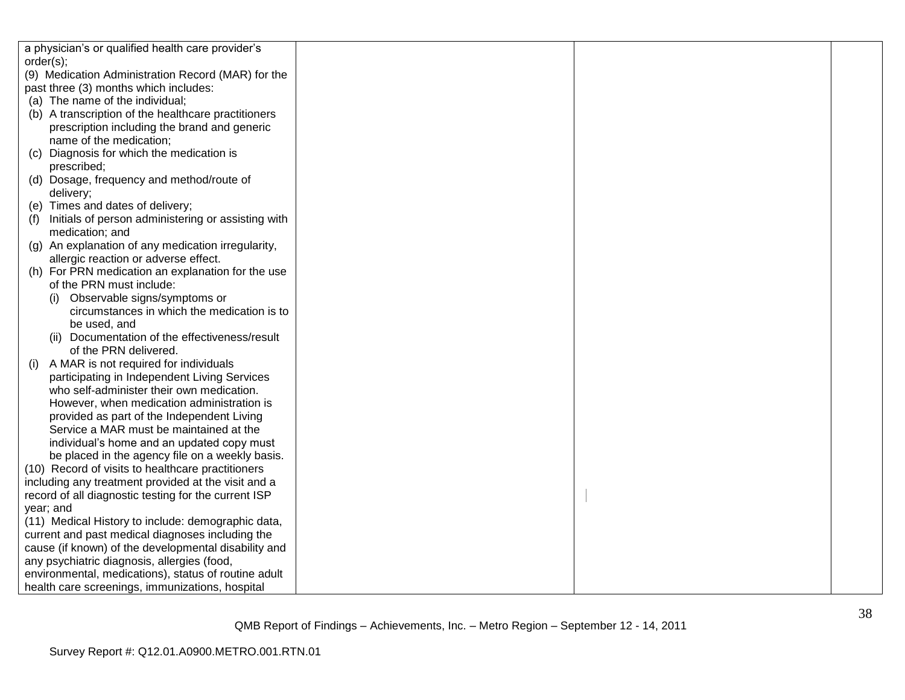| | | | |
|---|---|---|---|
| a physician's or qualified health care provider's order(s);<br>(9) Medication Administration Record (MAR) for the past three (3) months which includes:<br>(a) The name of the individual;<br>(b) A transcription of the healthcare practitioners prescription including the brand and generic name of the medication;<br>(c) Diagnosis for which the medication is prescribed;<br>(d) Dosage, frequency and method/route of delivery;<br>(e) Times and dates of delivery;<br>(f) Initials of person administering or assisting with medication; and<br>(g) An explanation of any medication irregularity, allergic reaction or adverse effect.<br>(h) For PRN medication an explanation for the use of the PRN must include:<br>(i) Observable signs/symptoms or circumstances in which the medication is to be used, and<br>(ii) Documentation of the effectiveness/result of the PRN delivered.<br>(i) A MAR is not required for individuals participating in Independent Living Services who self-administer their own medication. However, when medication administration is provided as part of the Independent Living Service a MAR must be maintained at the individual's home and an updated copy must be placed in the agency file on a weekly basis.<br>(10) Record of visits to healthcare practitioners including any treatment provided at the visit and a record of all diagnostic testing for the current ISP year; and<br>(11) Medical History to include: demographic data, current and past medical diagnoses including the cause (if known) of the developmental disability and any psychiatric diagnosis, allergies (food, environmental, medications), status of routine adult health care screenings, immunizations, hospital | | | |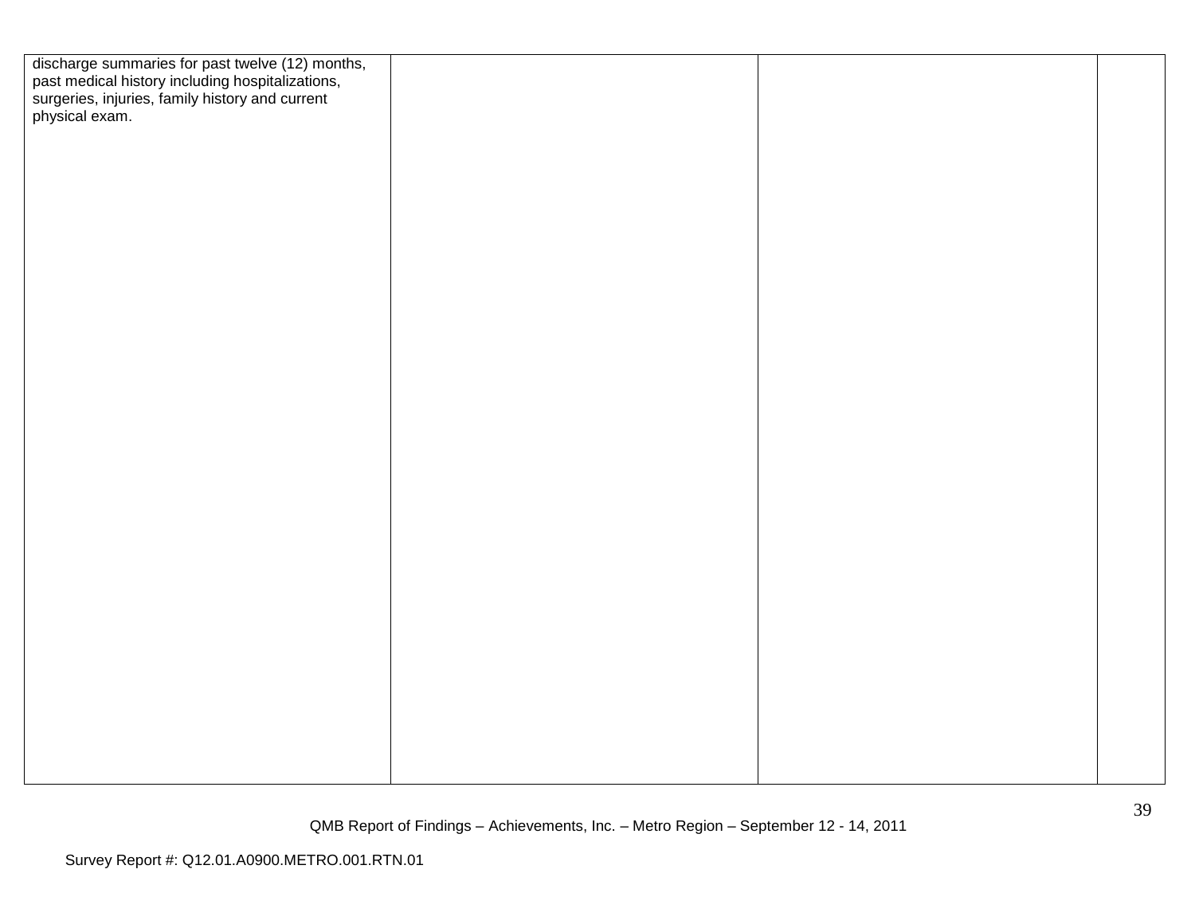| | | | |
|---|---|---|---|
| discharge summaries for past twelve (12) months, past medical history including hospitalizations, surgeries, injuries, family history and current physical exam. | | | |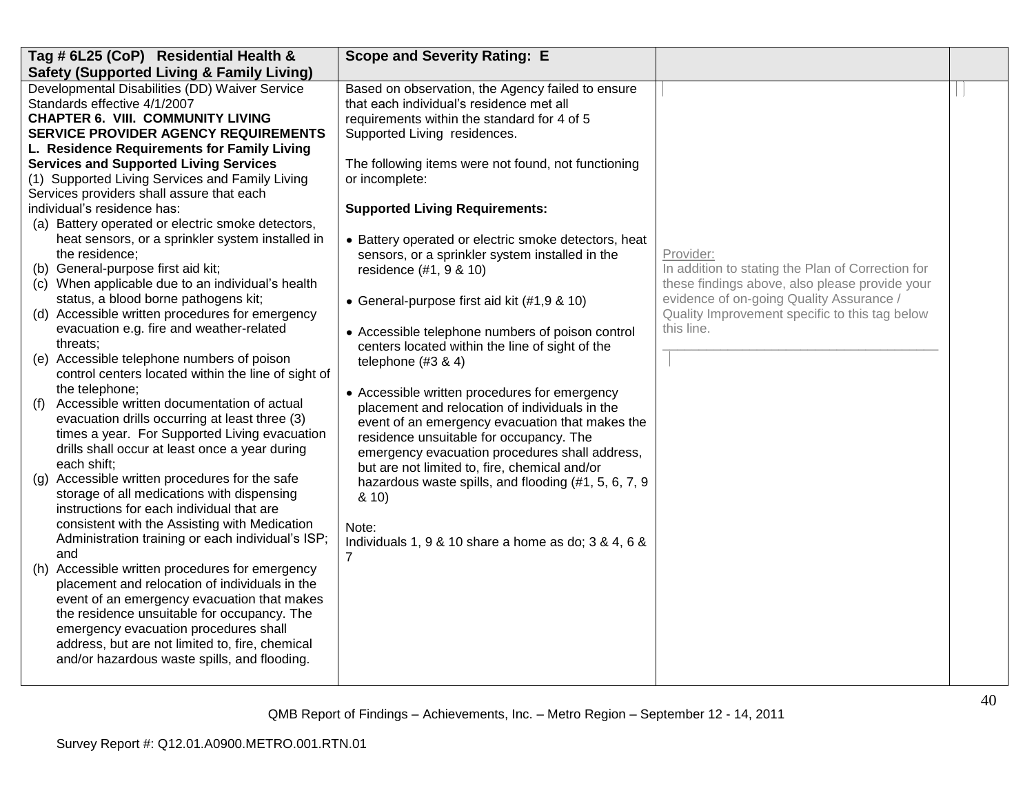| Tag # 6L25 (CoP) Residential Health & Safety (Supported Living & Family Living) | Scope and Severity Rating: E | | |
|---|---|---|---|
| Developmental Disabilities (DD) Waiver Service Standards effective 4/1/2007<br>**CHAPTER 6. VIII. COMMUNITY LIVING SERVICE PROVIDER AGENCY REQUIREMENTS**<br>**L. Residence Requirements for Family Living Services and Supported Living Services**<br>(1) Supported Living Services and Family Living Services providers shall assure that each individual's residence has:<br>(a) Battery operated or electric smoke detectors, heat sensors, or a sprinkler system installed in the residence;<br>(b) General-purpose first aid kit;<br>(c) When applicable due to an individual's health status, a blood borne pathogens kit;<br>(d) Accessible written procedures for emergency evacuation e.g. fire and weather-related threats;<br>(e) Accessible telephone numbers of poison control centers located within the line of sight of the telephone;<br>(f) Accessible written documentation of actual evacuation drills occurring at least three (3) times a year. For Supported Living evacuation drills shall occur at least once a year during each shift;<br>(g) Accessible written procedures for the safe storage of all medications with dispensing instructions for each individual that are consistent with the Assisting with Medication Administration training or each individual's ISP; and<br>(h) Accessible written procedures for emergency placement and relocation of individuals in the event of an emergency evacuation that makes the residence unsuitable for occupancy. The emergency evacuation procedures shall address, but are not limited to, fire, chemical and/or hazardous waste spills, and flooding. | Based on observation, the Agency failed to ensure that each individual's residence met all requirements within the standard for 4 of 5 Supported Living residences.<br><br>The following items were not found, not functioning or incomplete:<br><br>**Supported Living Requirements:**<br><br>• Battery operated or electric smoke detectors, heat sensors, or a sprinkler system installed in the residence (#1, 9 & 10)<br><br>• General-purpose first aid kit (#1,9 & 10)<br><br>• Accessible telephone numbers of poison control centers located within the line of sight of the telephone (#3 & 4)<br><br>• Accessible written procedures for emergency placement and relocation of individuals in the event of an emergency evacuation that makes the residence unsuitable for occupancy. The emergency evacuation procedures shall address, but are not limited to, fire, chemical and/or hazardous waste spills, and flooding (#1, 5, 6, 7, 9 & 10)<br><br>Note:<br>Individuals 1, 9 & 10 share a home as do; 3 & 4, 6 & 7 | Provider:<br>In addition to stating the Plan of Correction for these findings above, also please provide your evidence of on-going Quality Assurance / Quality Improvement specific to this tag below this line.<br>\_\_\_\_\_\_\_\_\_\_\_\_\_\_\_\_\_\_\_\_\_\_\_\_\_\_\_\_\_\_\_\_\_\_\_\_\_\_\_\_ | |

QMB Report of Findings – Achievements, Inc. – Metro Region – September 12 - 14, 2011

Survey Report #: Q12.01.A0900.METRO.001.RTN.01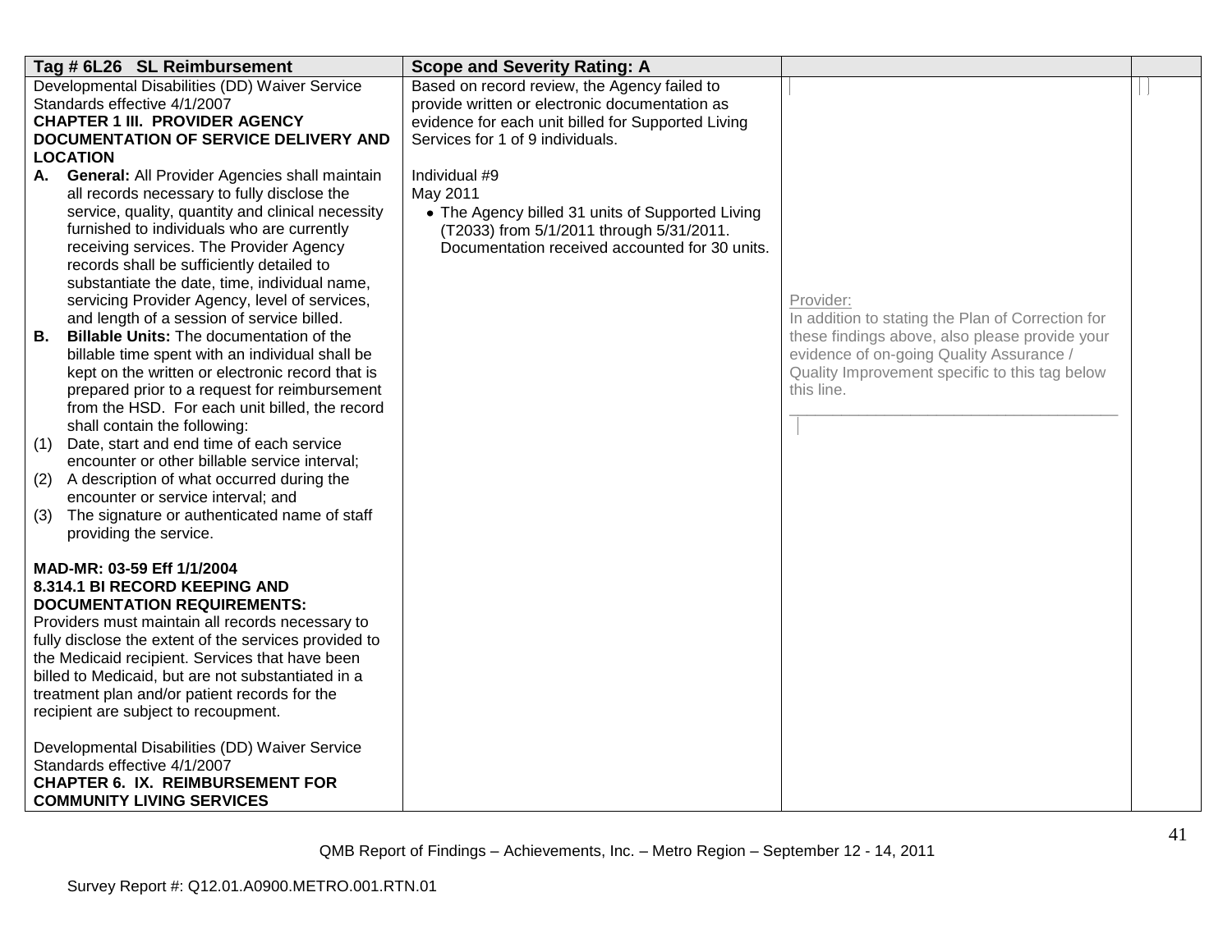| Tag # 6L26 SL Reimbursement | Scope and Severity Rating: A | | |
|---|---|---|---|
| Developmental Disabilities (DD) Waiver Service Standards effective 4/1/2007<br>**CHAPTER 1 III. PROVIDER AGENCY DOCUMENTATION OF SERVICE DELIVERY AND LOCATION**<br>**A. General:** All Provider Agencies shall maintain all records necessary to fully disclose the service, quality, quantity and clinical necessity furnished to individuals who are currently receiving services. The Provider Agency records shall be sufficiently detailed to substantiate the date, time, individual name, servicing Provider Agency, level of services, and length of a session of service billed.<br>**B. Billable Units:** The documentation of the billable time spent with an individual shall be kept on the written or electronic record that is prepared prior to a request for reimbursement from the HSD. For each unit billed, the record shall contain the following:<br>(1) Date, start and end time of each service encounter or other billable service interval;<br>(2) A description of what occurred during the encounter or service interval; and<br>(3) The signature or authenticated name of staff providing the service.<br><br>**MAD-MR: 03-59 Eff 1/1/2004**<br>**8.314.1 BI RECORD KEEPING AND DOCUMENTATION REQUIREMENTS:**<br>Providers must maintain all records necessary to fully disclose the extent of the services provided to the Medicaid recipient. Services that have been billed to Medicaid, but are not substantiated in a treatment plan and/or patient records for the recipient are subject to recoupment.<br><br>Developmental Disabilities (DD) Waiver Service Standards effective 4/1/2007<br>**CHAPTER 6. IX. REIMBURSEMENT FOR COMMUNITY LIVING SERVICES** | Based on record review, the Agency failed to provide written or electronic documentation as evidence for each unit billed for Supported Living Services for 1 of 9 individuals.<br><br>Individual #9<br>May 2011<br>• The Agency billed 31 units of Supported Living (T2033) from 5/1/2011 through 5/31/2011. Documentation received accounted for 30 units. | Provider:<br>In addition to stating the Plan of Correction for these findings above, also please provide your evidence of on-going Quality Assurance / Quality Improvement specific to this tag below this line.<br>\_\_\_\_\_\_\_\_\_\_\_\_\_\_\_\_\_\_\_\_\_\_\_\_\_\_\_\_\_\_\_\_\_\_\_\_\_\_\_\_ | |

QMB Report of Findings – Achievements, Inc. – Metro Region – September 12 - 14, 2011

Survey Report #: Q12.01.A0900.METRO.001.RTN.01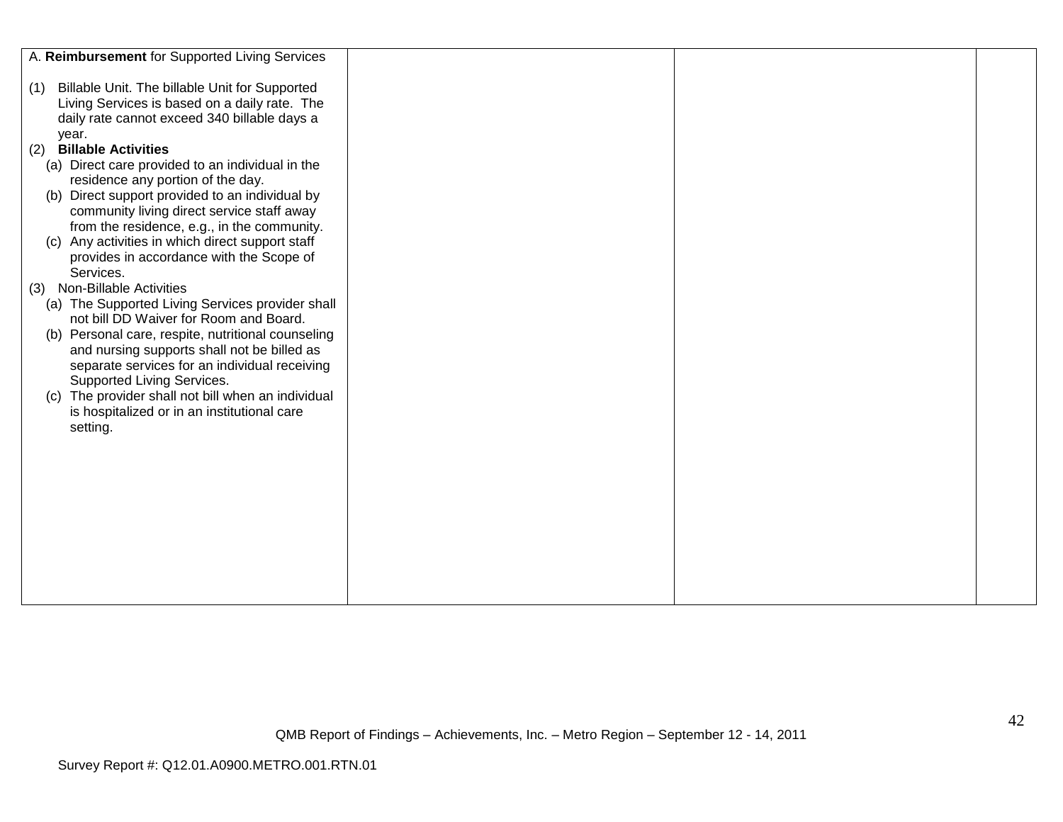| A. **Reimbursement** for Supported Living Services<br><br>(1) Billable Unit. The billable Unit for Supported Living Services is based on a daily rate. The daily rate cannot exceed 340 billable days a year.<br>(2) **Billable Activities**<br>(a) Direct care provided to an individual in the residence any portion of the day.<br>(b) Direct support provided to an individual by community living direct service staff away from the residence, e.g., in the community.<br>(c) Any activities in which direct support staff provides in accordance with the Scope of Services.<br>(3) Non-Billable Activities<br>(a) The Supported Living Services provider shall not bill DD Waiver for Room and Board.<br>(b) Personal care, respite, nutritional counseling and nursing supports shall not be billed as separate services for an individual receiving Supported Living Services.<br>(c) The provider shall not bill when an individual is hospitalized or in an institutional care setting. | | | |
|---|---|---|---|

QMB Report of Findings – Achievements, Inc. – Metro Region – September 12 - 14, 2011

Survey Report #: Q12.01.A0900.METRO.001.RTN.01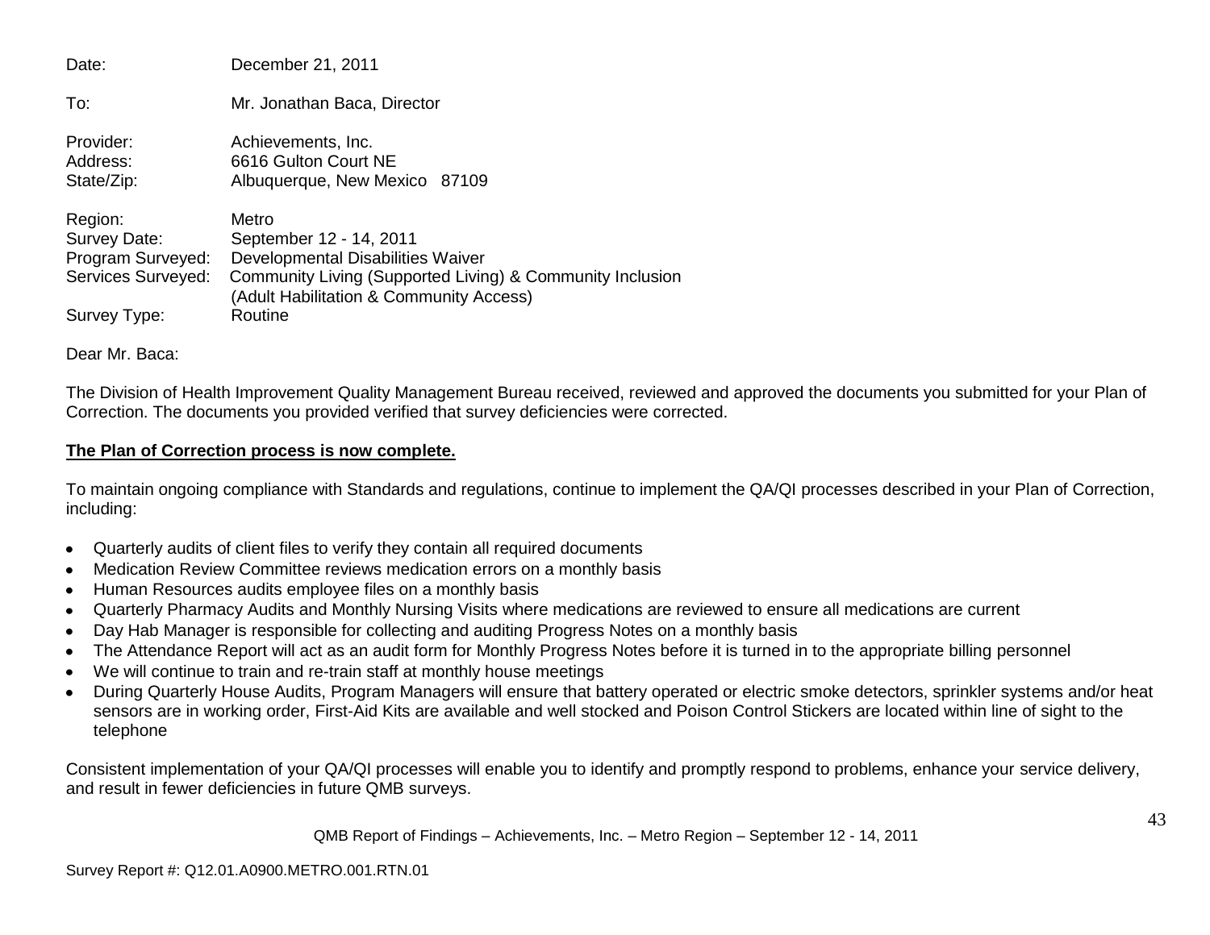Date: December 21, 2011

To: Mr. Jonathan Baca, Director

Provider: Achievements, Inc.
Address: 6616 Gulton Court NE
State/Zip: Albuquerque, New Mexico 87109

Region: Metro
Survey Date: September 12 - 14, 2011
Program Surveyed: Developmental Disabilities Waiver
Services Surveyed: Community Living (Supported Living) & Community Inclusion (Adult Habilitation & Community Access)
Survey Type: Routine

Dear Mr. Baca:

The Division of Health Improvement Quality Management Bureau received, reviewed and approved the documents you submitted for your Plan of Correction. The documents you provided verified that survey deficiencies were corrected.

**The Plan of Correction process is now complete.**

To maintain ongoing compliance with Standards and regulations, continue to implement the QA/QI processes described in your Plan of Correction, including:

- Quarterly audits of client files to verify they contain all required documents
- Medication Review Committee reviews medication errors on a monthly basis
- Human Resources audits employee files on a monthly basis
- Quarterly Pharmacy Audits and Monthly Nursing Visits where medications are reviewed to ensure all medications are current
- Day Hab Manager is responsible for collecting and auditing Progress Notes on a monthly basis
- The Attendance Report will act as an audit form for Monthly Progress Notes before it is turned in to the appropriate billing personnel
- We will continue to train and re-train staff at monthly house meetings
- During Quarterly House Audits, Program Managers will ensure that battery operated or electric smoke detectors, sprinkler systems and/or heat sensors are in working order, First-Aid Kits are available and well stocked and Poison Control Stickers are located within line of sight to the telephone

Consistent implementation of your QA/QI processes will enable you to identify and promptly respond to problems, enhance your service delivery, and result in fewer deficiencies in future QMB surveys.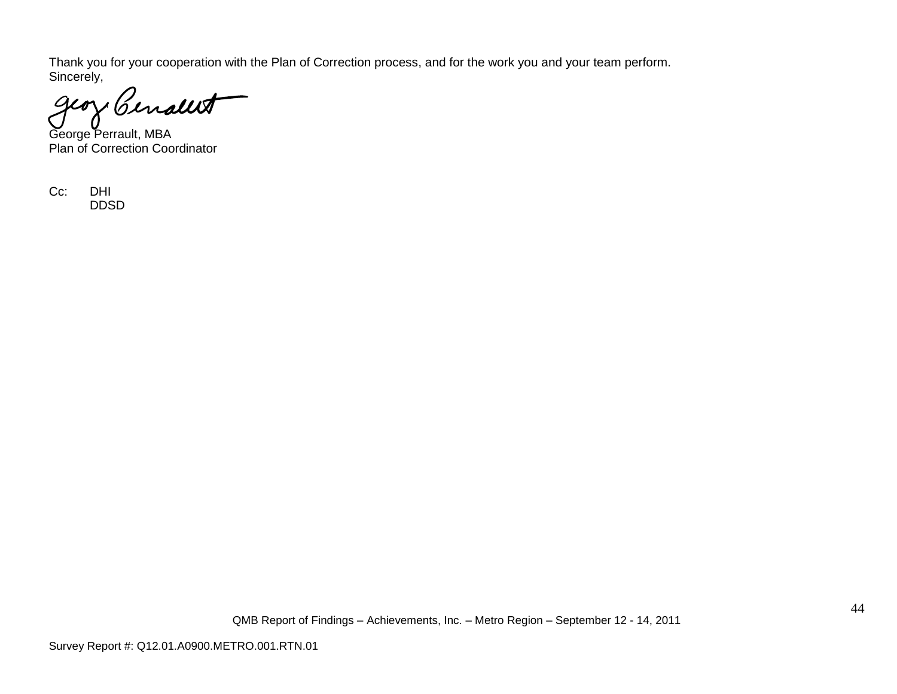Thank you for your cooperation with the Plan of Correction process, and for the work you and your team perform.
Sincerely,

George Perrault, MBA
Plan of Correction Coordinator

Cc: DHI
DDSD